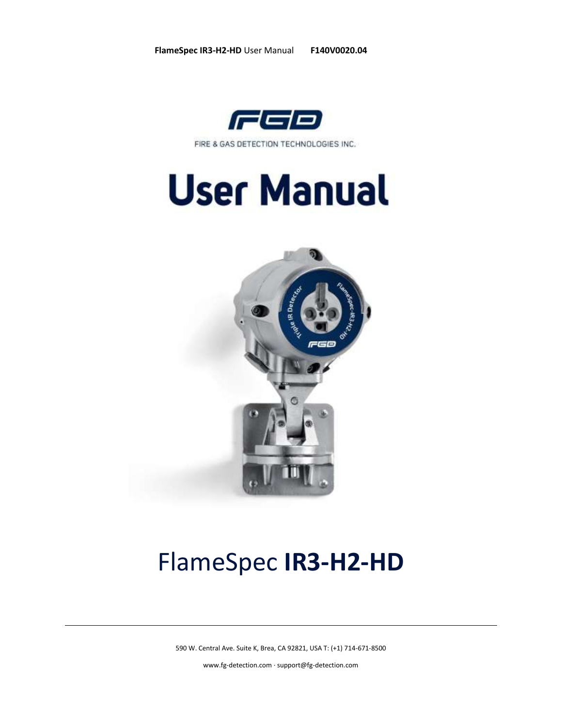FGD

FIRE & GAS DETECTION TECHNOLOGIES INC.

# User Manual

# FlameSpec **IR3-H2-HD**

590 W. Central Ave. Suite K, Brea, CA 92821, USA T: (+1) 714-671-8500

www.fg-detection.com · support@fg-detection.com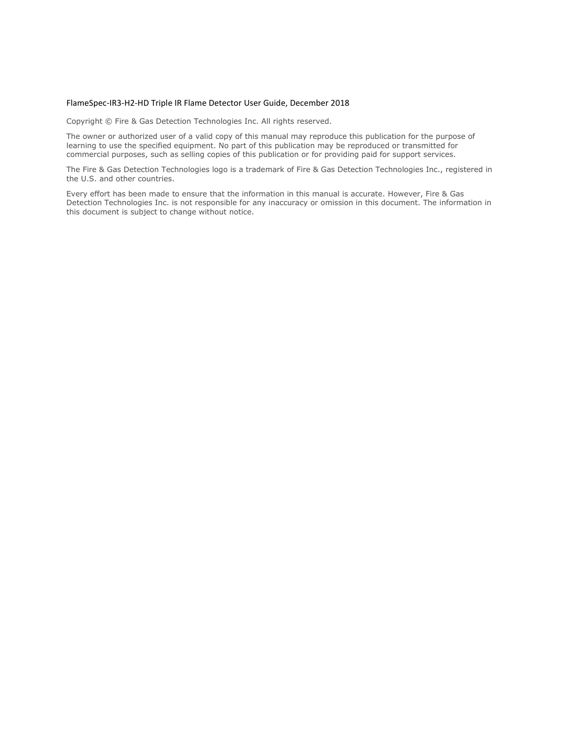FlameSpec-IR3-H2-HD Triple IR Flame Detector User Guide, December 2018

Copyright © Fire & Gas Detection Technologies Inc. All rights reserved.

The owner or authorized user of a valid copy of this manual may reproduce this publication for the purpose of learning to use the specified equipment. No part of this publication may be reproduced or transmitted for commercial purposes, such as selling copies of this publication or for providing paid for support services.

The Fire & Gas Detection Technologies logo is a trademark of Fire & Gas Detection Technologies Inc., registered in the U.S. and other countries.

Every effort has been made to ensure that the information in this manual is accurate. However, Fire & Gas Detection Technologies Inc. is not responsible for any inaccuracy or omission in this document. The information in this document is subject to change without notice.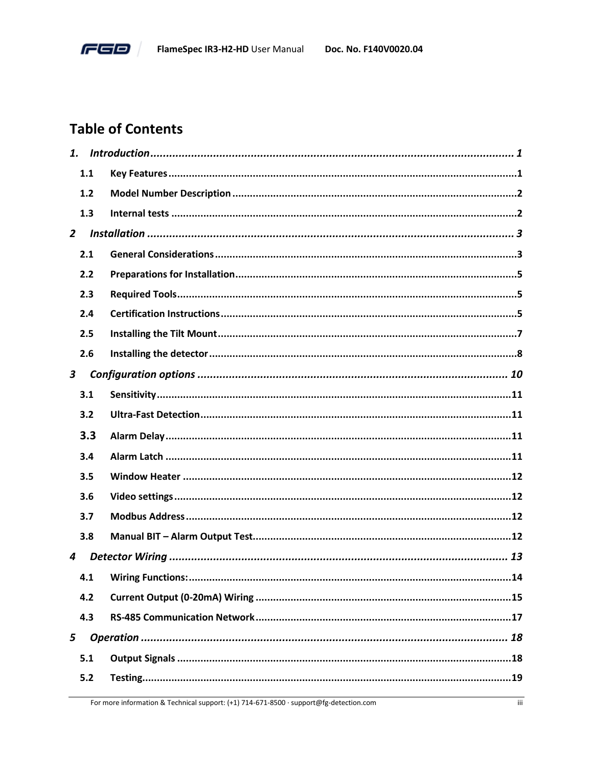# Table of Contents

*1. Introduction* ............................................................ *1*

- 1.1 Key Features ............................................................ 1
- 1.2 Model Number Description ............................................................ 2
- 1.3 Internal tests ............................................................ 2

*2 Installation* ............................................................ *3*

- 2.1 General Considerations ............................................................ 3
- 2.2 Preparations for Installation ............................................................ 5
- 2.3 Required Tools ............................................................ 5
- 2.4 Certification Instructions ............................................................ 5
- 2.5 Installing the Tilt Mount ............................................................ 7
- 2.6 Installing the detector ............................................................ 8

*3 Configuration options* ............................................................ *10*

- 3.1 Sensitivity ............................................................ 11
- 3.2 Ultra-Fast Detection ............................................................ 11
- 3.3 Alarm Delay ............................................................ 11
- 3.4 Alarm Latch ............................................................ 11
- 3.5 Window Heater ............................................................ 12
- 3.6 Video settings ............................................................ 12
- 3.7 Modbus Address ............................................................ 12
- 3.8 Manual BIT – Alarm Output Test ............................................................ 12

*4 Detector Wiring* ............................................................ *13*

- 4.1 Wiring Functions: ............................................................ 14
- 4.2 Current Output (0-20mA) Wiring ............................................................ 15
- 4.3 RS-485 Communication Network ............................................................ 17

*5 Operation* ............................................................ *18*

- 5.1 Output Signals ............................................................ 18
- 5.2 Testing ............................................................ 19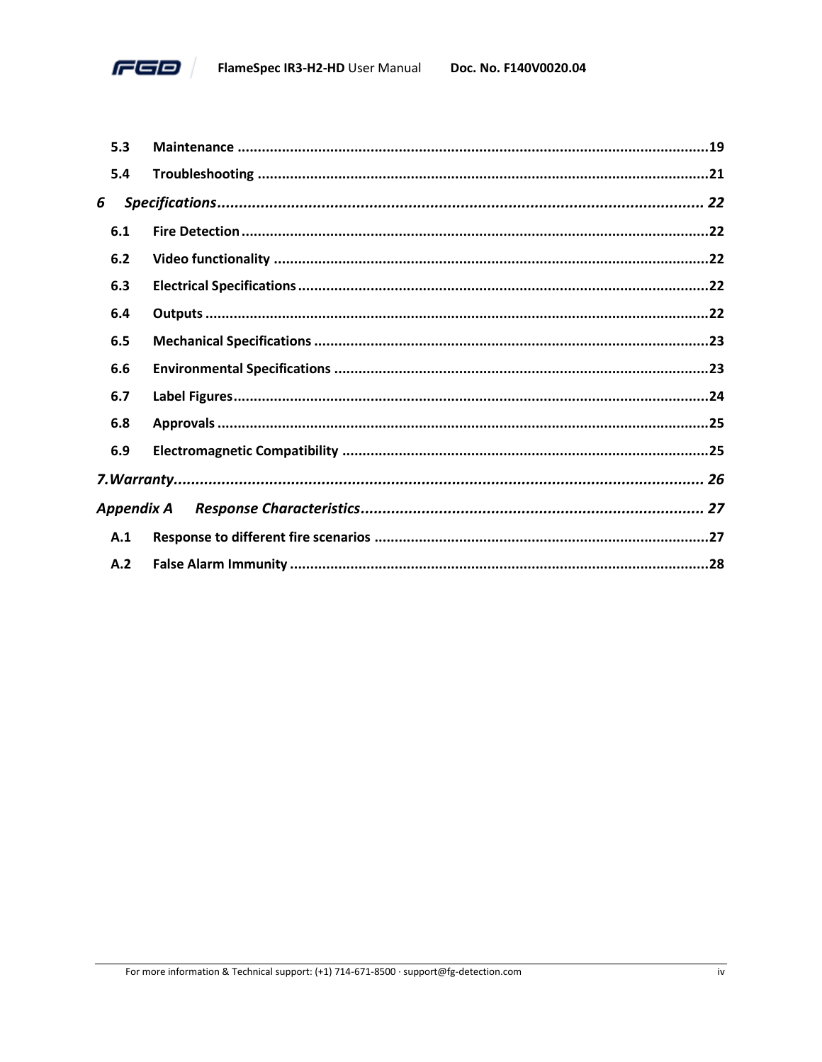**5.3 Maintenance ....................................................................................................................19**

**5.4 Troubleshooting ................................................................................................................21**

***6 Specifications.................................................................................................................. 22***

**6.1 Fire Detection ...................................................................................................................22**

**6.2 Video functionality ...........................................................................................................22**

**6.3 Electrical Specifications .....................................................................................................22**

**6.4 Outputs ............................................................................................................................22**

**6.5 Mechanical Specifications ..................................................................................................23**

**6.6 Environmental Specifications ............................................................................................23**

**6.7 Label Figures.....................................................................................................................24**

**6.8 Approvals .........................................................................................................................25**

**6.9 Electromagnetic Compatibility ...........................................................................................25**

***7.Warranty........................................................................................................................... 26***

***Appendix A Response Characteristics................................................................................ 27***

**A.1 Response to different fire scenarios ..................................................................................27**

**A.2 False Alarm Immunity .......................................................................................................28**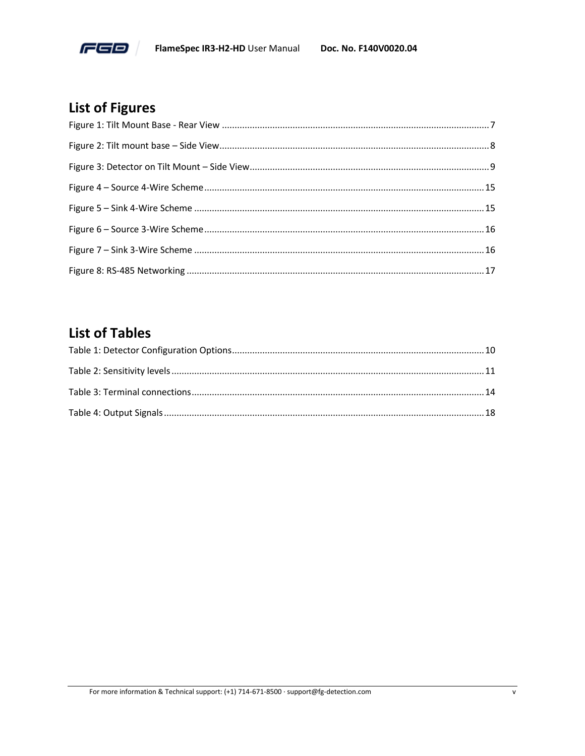## List of Figures

Figure 1: Tilt Mount Base - Rear View ........................................................................................................... 7

Figure 2: Tilt mount base – Side View............................................................................................................ 8

Figure 3: Detector on Tilt Mount – Side View................................................................................................ 9

Figure 4 – Source 4-Wire Scheme ................................................................................................................ 15

Figure 5 – Sink 4-Wire Scheme .................................................................................................................... 15

Figure 6 – Source 3-Wire Scheme ................................................................................................................ 16

Figure 7 – Sink 3-Wire Scheme .................................................................................................................... 16

Figure 8: RS-485 Networking ....................................................................................................................... 17

## List of Tables

Table 1: Detector Configuration Options...................................................................................................... 10

Table 2: Sensitivity levels .............................................................................................................................. 11

Table 3: Terminal connections...................................................................................................................... 14

Table 4: Output Signals ................................................................................................................................. 18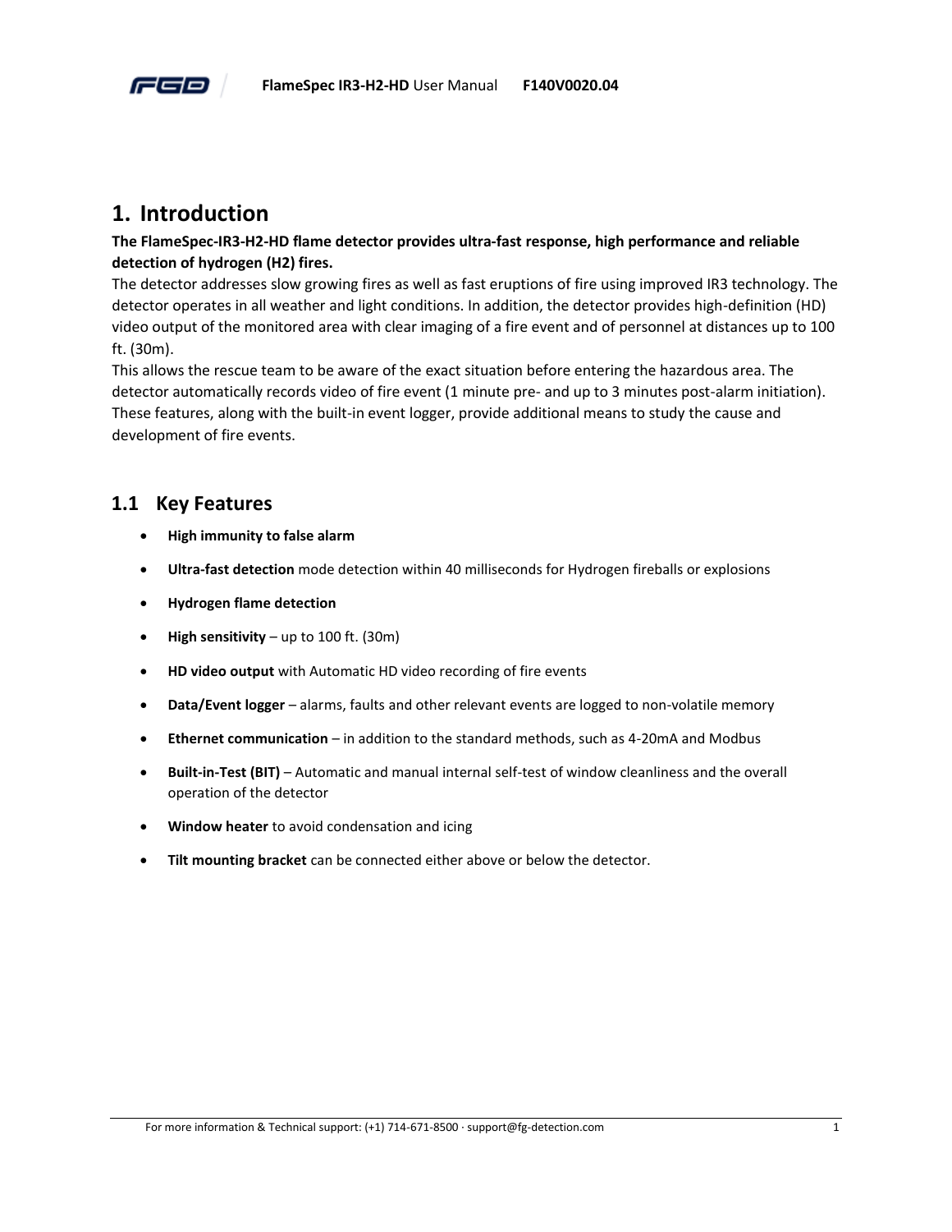# 1. Introduction

**The FlameSpec-IR3-H2-HD flame detector provides ultra-fast response, high performance and reliable detection of hydrogen (H2) fires.**

The detector addresses slow growing fires as well as fast eruptions of fire using improved IR3 technology. The detector operates in all weather and light conditions. In addition, the detector provides high-definition (HD) video output of the monitored area with clear imaging of a fire event and of personnel at distances up to 100 ft. (30m).

This allows the rescue team to be aware of the exact situation before entering the hazardous area. The detector automatically records video of fire event (1 minute pre- and up to 3 minutes post-alarm initiation). These features, along with the built-in event logger, provide additional means to study the cause and development of fire events.

## 1.1 Key Features

- **High immunity to false alarm**
- **Ultra-fast detection** mode detection within 40 milliseconds for Hydrogen fireballs or explosions
- **Hydrogen flame detection**
- **High sensitivity** – up to 100 ft. (30m)
- **HD video output** with Automatic HD video recording of fire events
- **Data/Event logger** – alarms, faults and other relevant events are logged to non-volatile memory
- **Ethernet communication** – in addition to the standard methods, such as 4-20mA and Modbus
- **Built-in-Test (BIT)** – Automatic and manual internal self-test of window cleanliness and the overall operation of the detector
- **Window heater** to avoid condensation and icing
- **Tilt mounting bracket** can be connected either above or below the detector.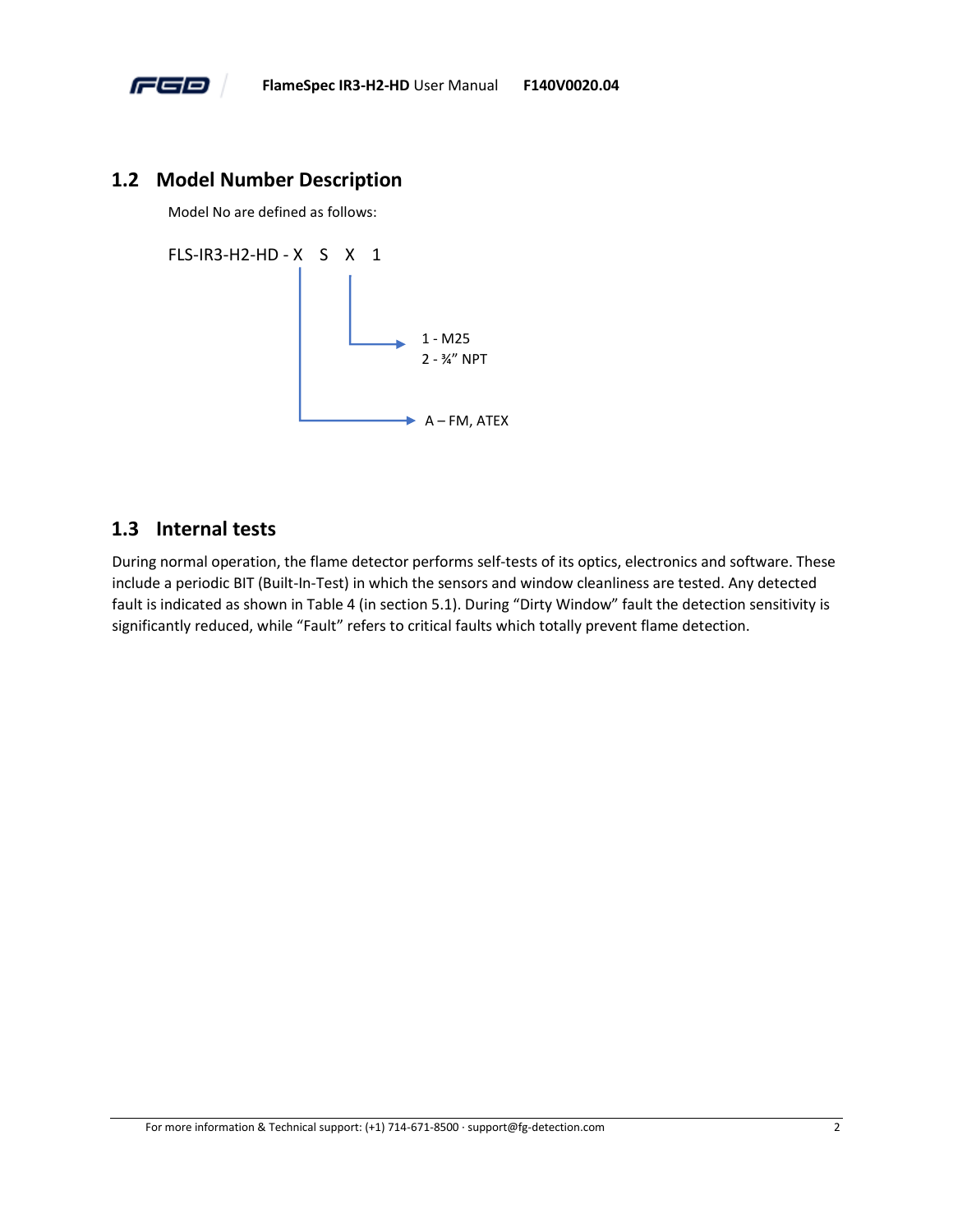## 1.2 Model Number Description

Model No are defined as follows:

FLS-IR3-H2-HD - X S X 1

- X (first position): A – FM, ATEX
- X (third position): 1 - M25, 2 - ¾" NPT

## 1.3 Internal tests

During normal operation, the flame detector performs self-tests of its optics, electronics and software. These include a periodic BIT (Built-In-Test) in which the sensors and window cleanliness are tested. Any detected fault is indicated as shown in Table 4 (in section 5.1). During "Dirty Window" fault the detection sensitivity is significantly reduced, while "Fault" refers to critical faults which totally prevent flame detection.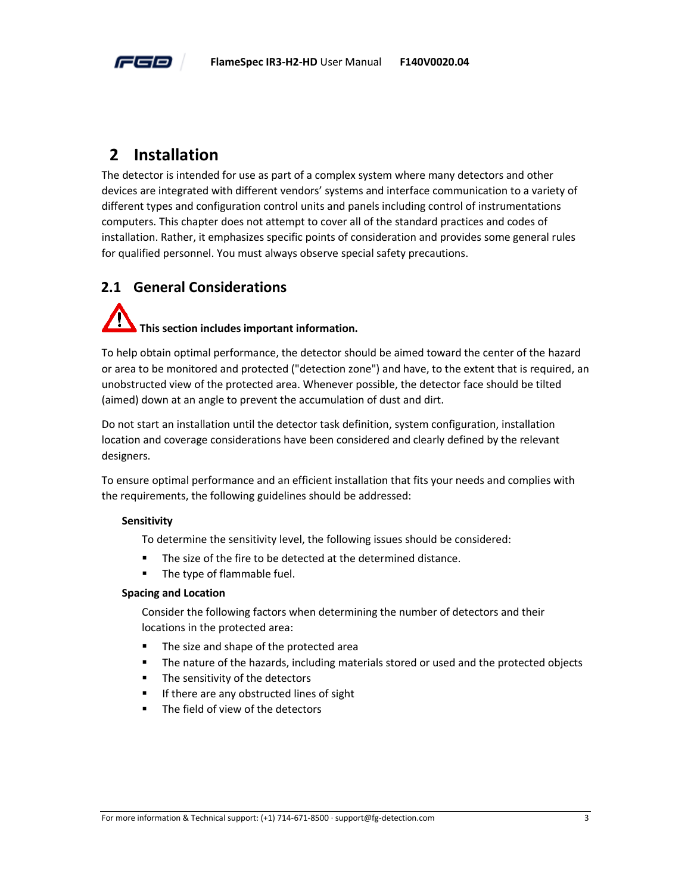# 2 Installation

The detector is intended for use as part of a complex system where many detectors and other devices are integrated with different vendors' systems and interface communication to a variety of different types and configuration control units and panels including control of instrumentations computers. This chapter does not attempt to cover all of the standard practices and codes of installation. Rather, it emphasizes specific points of consideration and provides some general rules for qualified personnel. You must always observe special safety precautions.

## 2.1 General Considerations

**This section includes important information.**

To help obtain optimal performance, the detector should be aimed toward the center of the hazard or area to be monitored and protected ("detection zone") and have, to the extent that is required, an unobstructed view of the protected area. Whenever possible, the detector face should be tilted (aimed) down at an angle to prevent the accumulation of dust and dirt.

Do not start an installation until the detector task definition, system configuration, installation location and coverage considerations have been considered and clearly defined by the relevant designers.

To ensure optimal performance and an efficient installation that fits your needs and complies with the requirements, the following guidelines should be addressed:

**Sensitivity**

To determine the sensitivity level, the following issues should be considered:

- The size of the fire to be detected at the determined distance.
- The type of flammable fuel.

**Spacing and Location**

Consider the following factors when determining the number of detectors and their locations in the protected area:

- The size and shape of the protected area
- The nature of the hazards, including materials stored or used and the protected objects
- The sensitivity of the detectors
- If there are any obstructed lines of sight
- The field of view of the detectors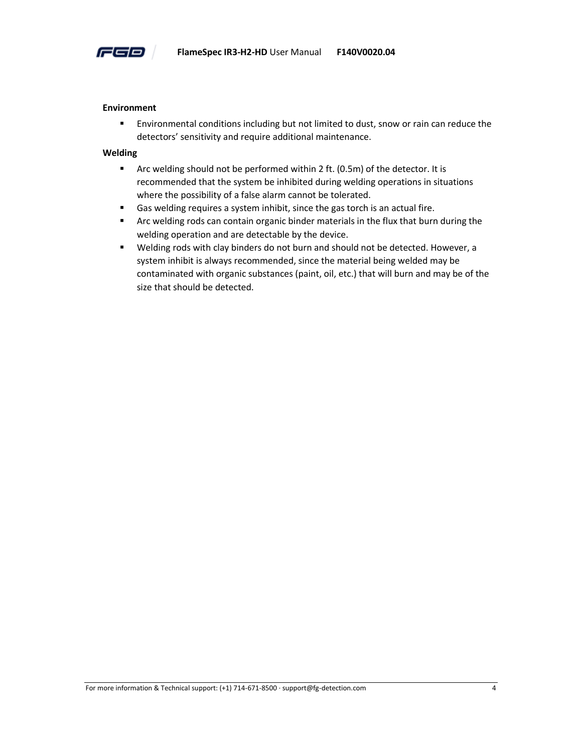**Environment**

- Environmental conditions including but not limited to dust, snow or rain can reduce the detectors' sensitivity and require additional maintenance.

**Welding**

- Arc welding should not be performed within 2 ft. (0.5m) of the detector. It is recommended that the system be inhibited during welding operations in situations where the possibility of a false alarm cannot be tolerated.
- Gas welding requires a system inhibit, since the gas torch is an actual fire.
- Arc welding rods can contain organic binder materials in the flux that burn during the welding operation and are detectable by the device.
- Welding rods with clay binders do not burn and should not be detected. However, a system inhibit is always recommended, since the material being welded may be contaminated with organic substances (paint, oil, etc.) that will burn and may be of the size that should be detected.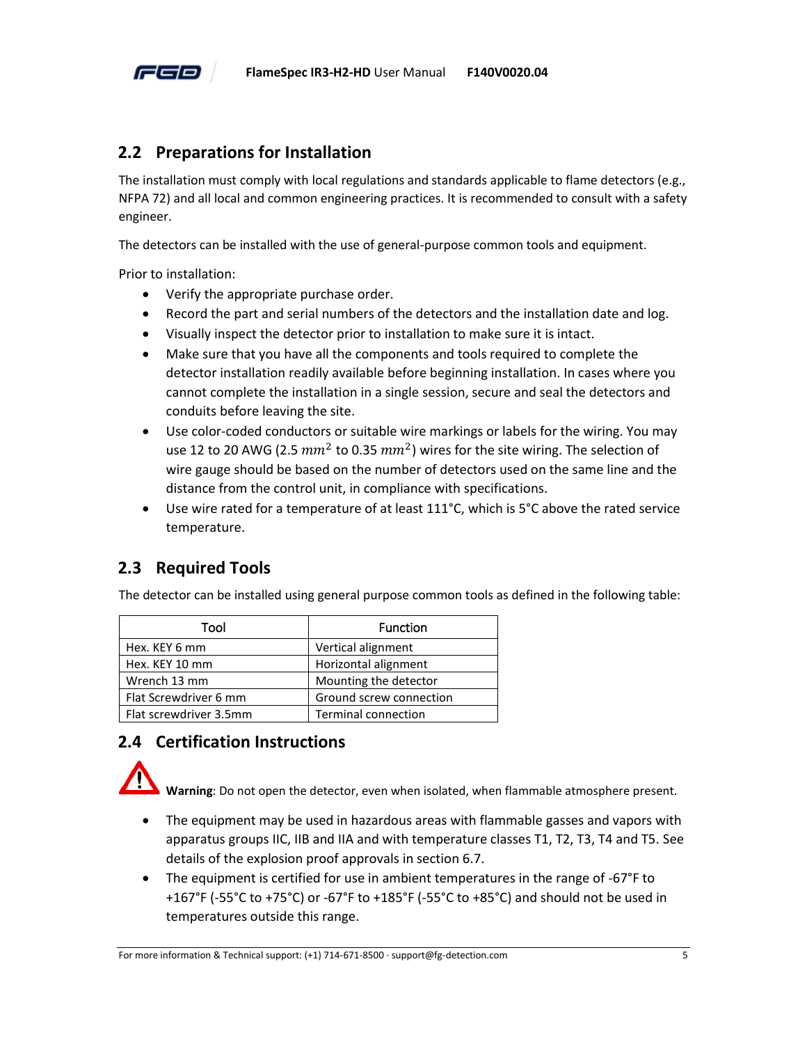## 2.2 Preparations for Installation

The installation must comply with local regulations and standards applicable to flame detectors (e.g., NFPA 72) and all local and common engineering practices. It is recommended to consult with a safety engineer.

The detectors can be installed with the use of general-purpose common tools and equipment.

Prior to installation:

- Verify the appropriate purchase order.
- Record the part and serial numbers of the detectors and the installation date and log.
- Visually inspect the detector prior to installation to make sure it is intact.
- Make sure that you have all the components and tools required to complete the detector installation readily available before beginning installation. In cases where you cannot complete the installation in a single session, secure and seal the detectors and conduits before leaving the site.
- Use color-coded conductors or suitable wire markings or labels for the wiring. You may use 12 to 20 AWG (2.5 $mm^2$ to 0.35 $mm^2$) wires for the site wiring. The selection of wire gauge should be based on the number of detectors used on the same line and the distance from the control unit, in compliance with specifications.
- Use wire rated for a temperature of at least 111°C, which is 5°C above the rated service temperature.

## 2.3 Required Tools

The detector can be installed using general purpose common tools as defined in the following table:

| Tool | Function |
| --- | --- |
| Hex. KEY 6 mm | Vertical alignment |
| Hex. KEY 10 mm | Horizontal alignment |
| Wrench 13 mm | Mounting the detector |
| Flat Screwdriver 6 mm | Ground screw connection |
| Flat screwdriver 3.5mm | Terminal connection |

## 2.4 Certification Instructions

**Warning**: Do not open the detector, even when isolated, when flammable atmosphere present.

- The equipment may be used in hazardous areas with flammable gasses and vapors with apparatus groups IIC, IIB and IIA and with temperature classes T1, T2, T3, T4 and T5. See details of the explosion proof approvals in section 6.7.
- The equipment is certified for use in ambient temperatures in the range of -67°F to +167°F (-55°C to +75°C) or -67°F to +185°F (-55°C to +85°C) and should not be used in temperatures outside this range.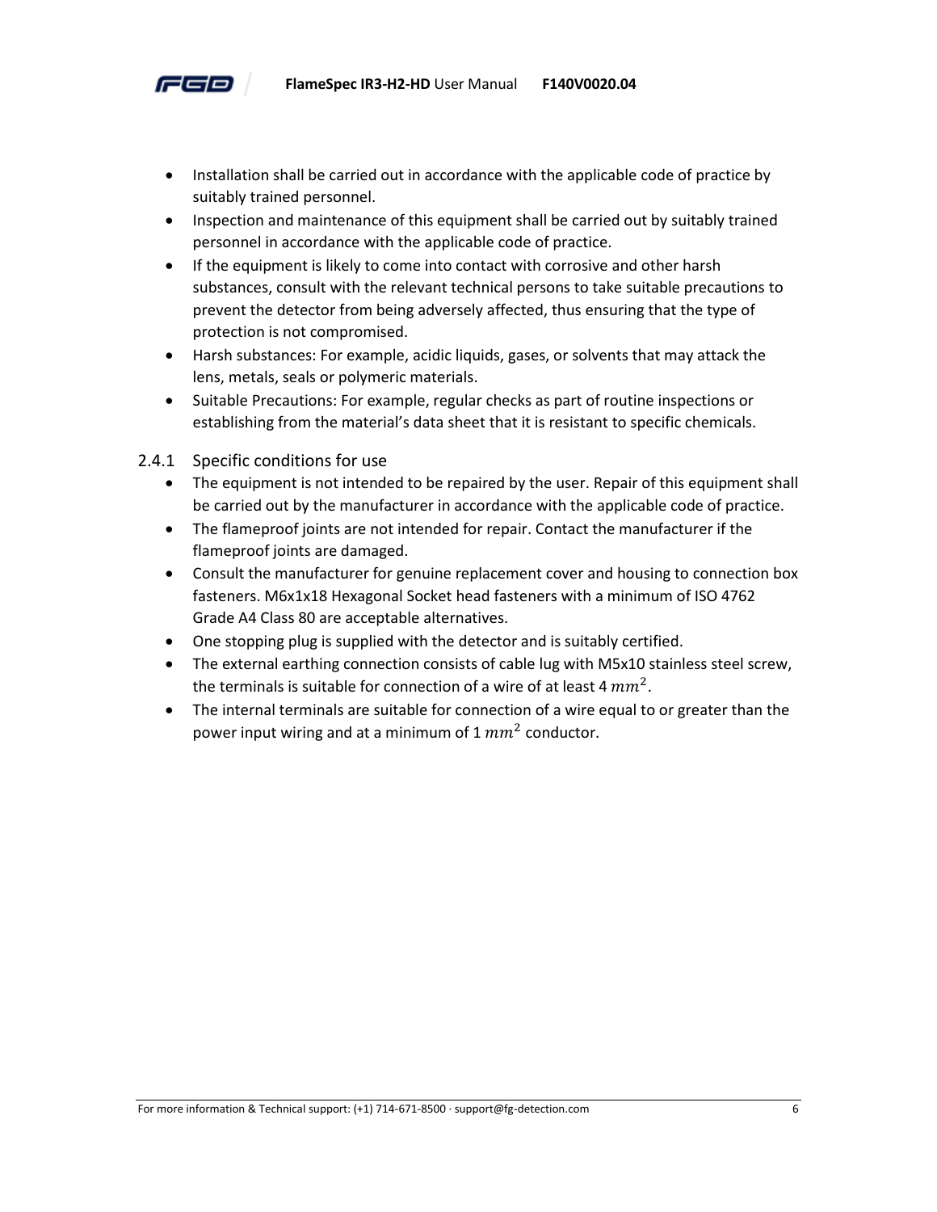- Installation shall be carried out in accordance with the applicable code of practice by suitably trained personnel.
- Inspection and maintenance of this equipment shall be carried out by suitably trained personnel in accordance with the applicable code of practice.
- If the equipment is likely to come into contact with corrosive and other harsh substances, consult with the relevant technical persons to take suitable precautions to prevent the detector from being adversely affected, thus ensuring that the type of protection is not compromised.
- Harsh substances: For example, acidic liquids, gases, or solvents that may attack the lens, metals, seals or polymeric materials.
- Suitable Precautions: For example, regular checks as part of routine inspections or establishing from the material's data sheet that it is resistant to specific chemicals.

### 2.4.1 Specific conditions for use

- The equipment is not intended to be repaired by the user. Repair of this equipment shall be carried out by the manufacturer in accordance with the applicable code of practice.
- The flameproof joints are not intended for repair. Contact the manufacturer if the flameproof joints are damaged.
- Consult the manufacturer for genuine replacement cover and housing to connection box fasteners. M6x1x18 Hexagonal Socket head fasteners with a minimum of ISO 4762 Grade A4 Class 80 are acceptable alternatives.
- One stopping plug is supplied with the detector and is suitably certified.
- The external earthing connection consists of cable lug with M5x10 stainless steel screw, the terminals is suitable for connection of a wire of at least 4 $mm^2$.
- The internal terminals are suitable for connection of a wire equal to or greater than the power input wiring and at a minimum of 1 $mm^2$ conductor.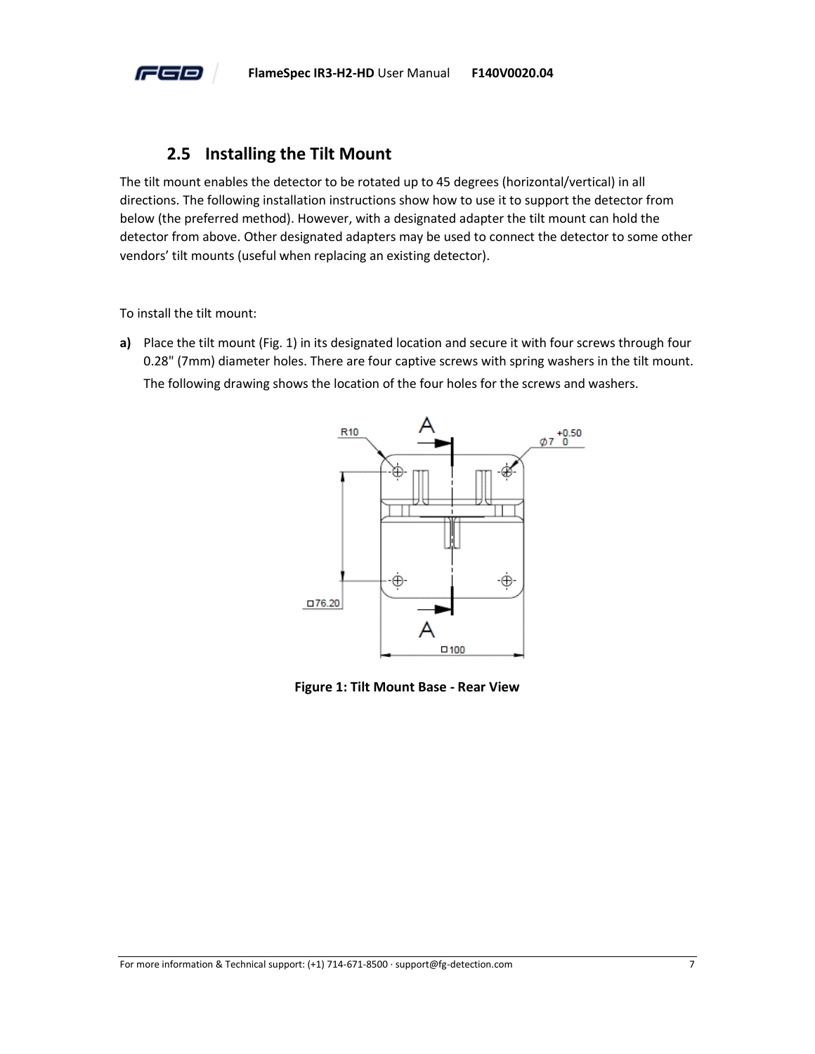## 2.5 Installing the Tilt Mount

The tilt mount enables the detector to be rotated up to 45 degrees (horizontal/vertical) in all directions. The following installation instructions show how to use it to support the detector from below (the preferred method). However, with a designated adapter the tilt mount can hold the detector from above. Other designated adapters may be used to connect the detector to some other vendors' tilt mounts (useful when replacing an existing detector).

To install the tilt mount:

**a)** Place the tilt mount (Fig. 1) in its designated location and secure it with four screws through four 0.28" (7mm) diameter holes. There are four captive screws with spring washers in the tilt mount.

The following drawing shows the location of the four holes for the screws and washers.

**Figure 1: Tilt Mount Base - Rear View**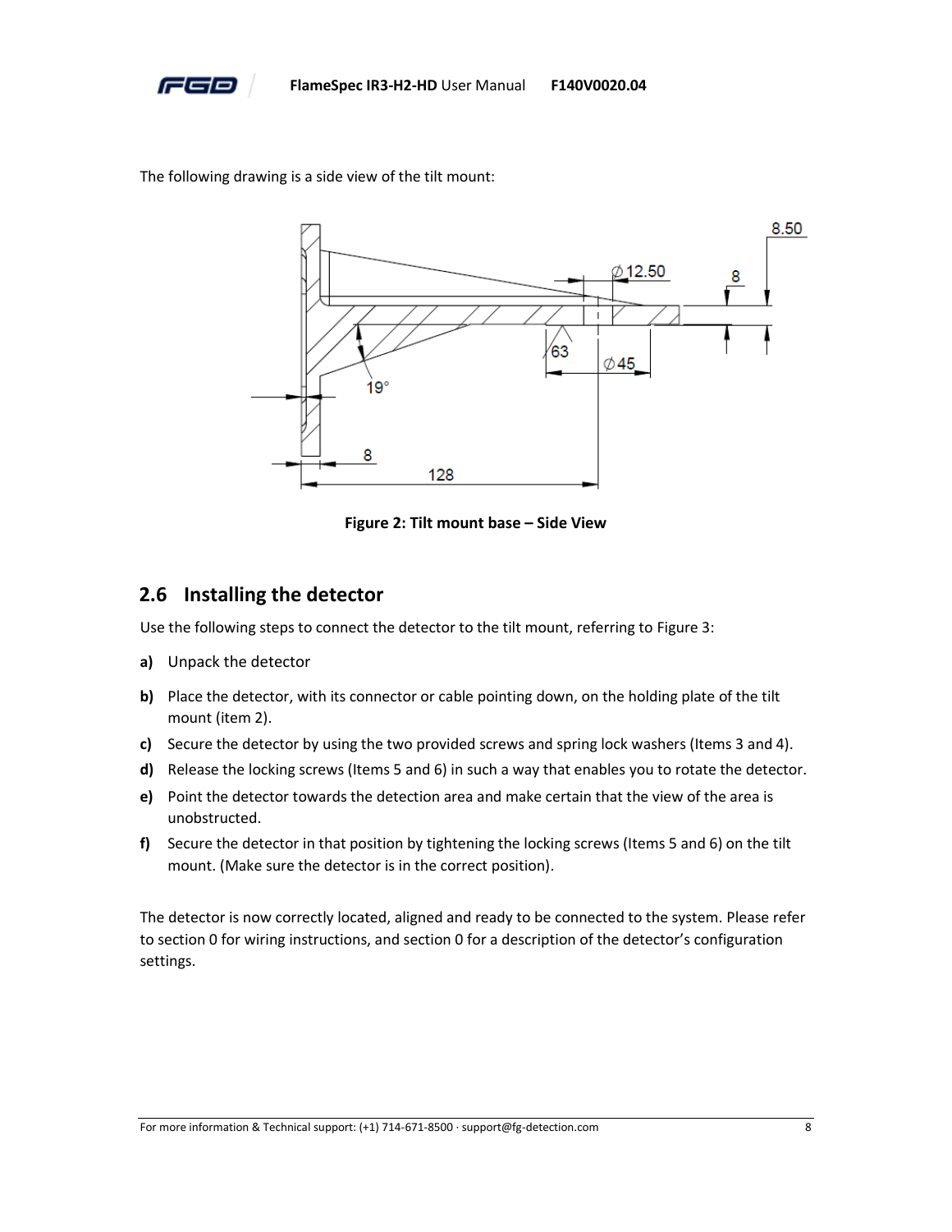The following drawing is a side view of the tilt mount:

Figure 2: Tilt mount base – Side View

## 2.6 Installing the detector

Use the following steps to connect the detector to the tilt mount, referring to Figure 3:

**a)** Unpack the detector

**b)** Place the detector, with its connector or cable pointing down, on the holding plate of the tilt mount (item 2).

**c)** Secure the detector by using the two provided screws and spring lock washers (Items 3 and 4).

**d)** Release the locking screws (Items 5 and 6) in such a way that enables you to rotate the detector.

**e)** Point the detector towards the detection area and make certain that the view of the area is unobstructed.

**f)** Secure the detector in that position by tightening the locking screws (Items 5 and 6) on the tilt mount. (Make sure the detector is in the correct position).

The detector is now correctly located, aligned and ready to be connected to the system. Please refer to section 0 for wiring instructions, and section 0 for a description of the detector's configuration settings.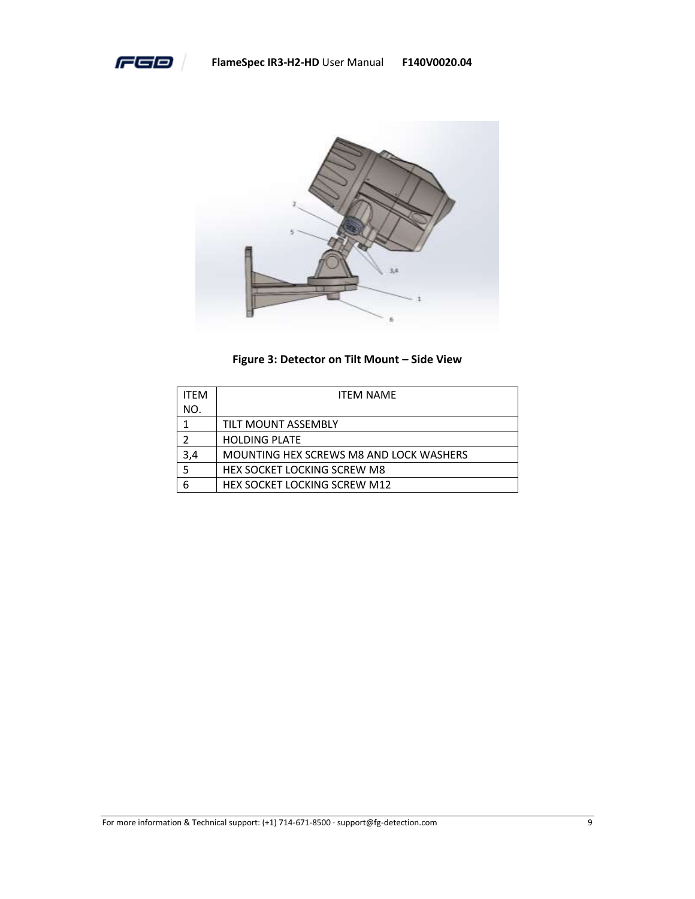**Figure 3: Detector on Tilt Mount – Side View**

| ITEM NO. | ITEM NAME |
|---|---|
| 1 | TILT MOUNT ASSEMBLY |
| 2 | HOLDING PLATE |
| 3,4 | MOUNTING HEX SCREWS M8 AND LOCK WASHERS |
| 5 | HEX SOCKET LOCKING SCREW M8 |
| 6 | HEX SOCKET LOCKING SCREW M12 |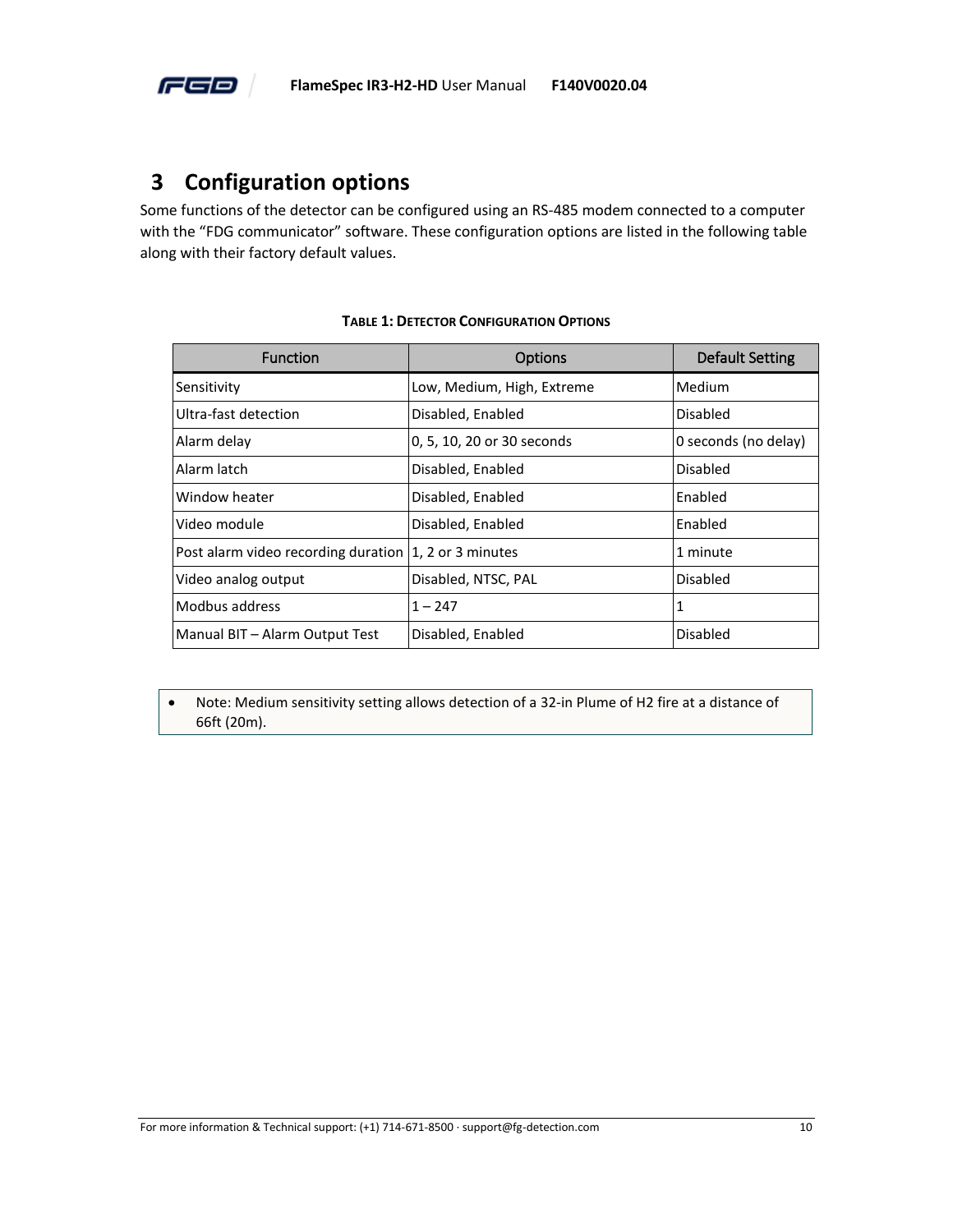# 3 Configuration options

Some functions of the detector can be configured using an RS-485 modem connected to a computer with the "FDG communicator" software. These configuration options are listed in the following table along with their factory default values.

**TABLE 1: DETECTOR CONFIGURATION OPTIONS**

| Function | Options | Default Setting |
|---|---|---|
| Sensitivity | Low, Medium, High, Extreme | Medium |
| Ultra-fast detection | Disabled, Enabled | Disabled |
| Alarm delay | 0, 5, 10, 20 or 30 seconds | 0 seconds (no delay) |
| Alarm latch | Disabled, Enabled | Disabled |
| Window heater | Disabled, Enabled | Enabled |
| Video module | Disabled, Enabled | Enabled |
| Post alarm video recording duration | 1, 2 or 3 minutes | 1 minute |
| Video analog output | Disabled, NTSC, PAL | Disabled |
| Modbus address | 1 – 247 | 1 |
| Manual BIT – Alarm Output Test | Disabled, Enabled | Disabled |

- Note: Medium sensitivity setting allows detection of a 32-in Plume of H2 fire at a distance of 66ft (20m).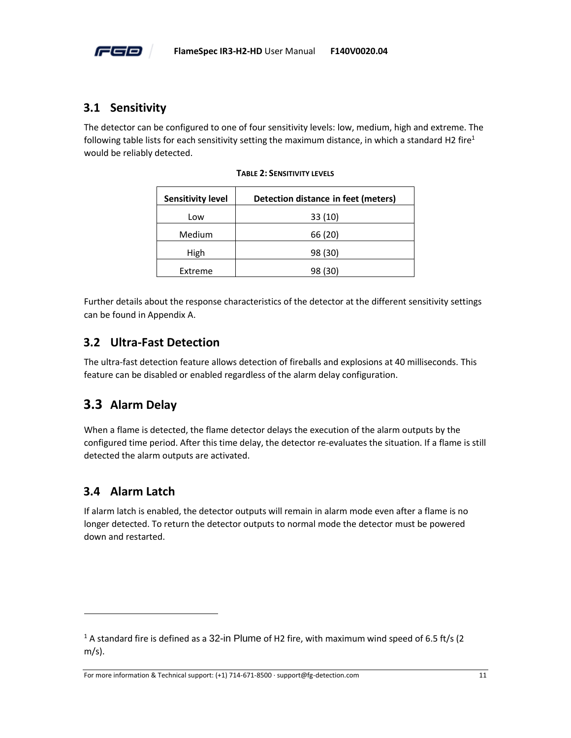## 3.1 Sensitivity

The detector can be configured to one of four sensitivity levels: low, medium, high and extreme. The following table lists for each sensitivity setting the maximum distance, in which a standard H2 fire[1] would be reliably detected.

**TABLE 2: SENSITIVITY LEVELS**

| Sensitivity level | Detection distance in feet (meters) |
| --- | --- |
| Low | 33 (10) |
| Medium | 66 (20) |
| High | 98 (30) |
| Extreme | 98 (30) |

Further details about the response characteristics of the detector at the different sensitivity settings can be found in Appendix A.

## 3.2 Ultra-Fast Detection

The ultra-fast detection feature allows detection of fireballs and explosions at 40 milliseconds. This feature can be disabled or enabled regardless of the alarm delay configuration.

## 3.3 Alarm Delay

When a flame is detected, the flame detector delays the execution of the alarm outputs by the configured time period. After this time delay, the detector re-evaluates the situation. If a flame is still detected the alarm outputs are activated.

## 3.4 Alarm Latch

If alarm latch is enabled, the detector outputs will remain in alarm mode even after a flame is no longer detected. To return the detector outputs to normal mode the detector must be powered down and restarted.

---

[1] A standard fire is defined as a 32-in Plume of H2 fire, with maximum wind speed of 6.5 ft/s (2 m/s).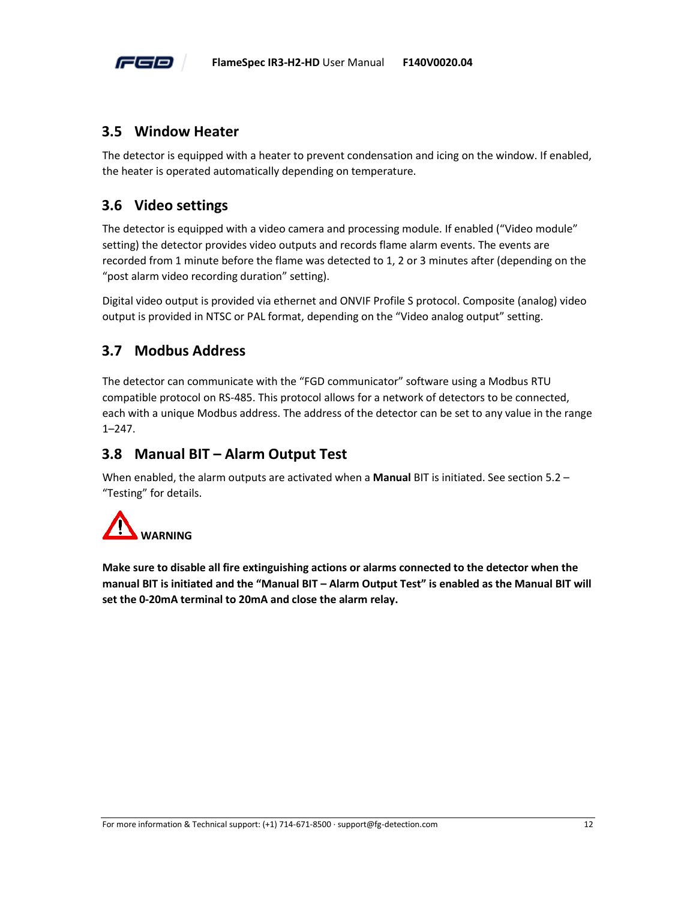## 3.5 Window Heater

The detector is equipped with a heater to prevent condensation and icing on the window. If enabled, the heater is operated automatically depending on temperature.

## 3.6 Video settings

The detector is equipped with a video camera and processing module. If enabled (“Video module” setting) the detector provides video outputs and records flame alarm events. The events are recorded from 1 minute before the flame was detected to 1, 2 or 3 minutes after (depending on the “post alarm video recording duration” setting).

Digital video output is provided via ethernet and ONVIF Profile S protocol. Composite (analog) video output is provided in NTSC or PAL format, depending on the “Video analog output” setting.

## 3.7 Modbus Address

The detector can communicate with the “FGD communicator” software using a Modbus RTU compatible protocol on RS-485. This protocol allows for a network of detectors to be connected, each with a unique Modbus address. The address of the detector can be set to any value in the range 1–247.

## 3.8 Manual BIT – Alarm Output Test

When enabled, the alarm outputs are activated when a **Manual** BIT is initiated. See section 5.2 – “Testing” for details.

**WARNING**

**Make sure to disable all fire extinguishing actions or alarms connected to the detector when the manual BIT is initiated and the “Manual BIT – Alarm Output Test” is enabled as the Manual BIT will set the 0-20mA terminal to 20mA and close the alarm relay.**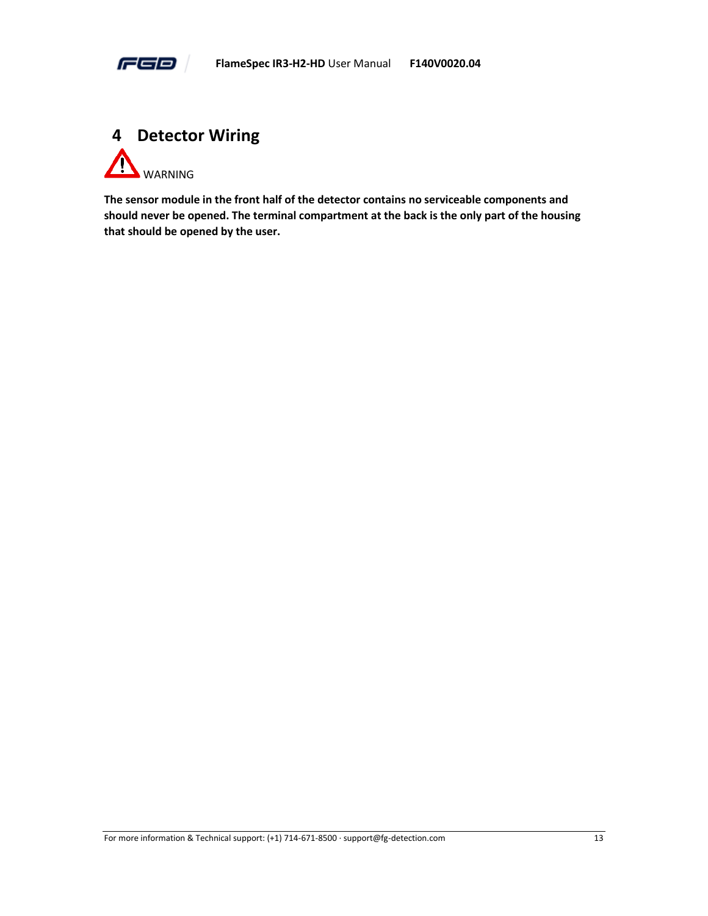# 4 Detector Wiring

WARNING

**The sensor module in the front half of the detector contains no serviceable components and should never be opened. The terminal compartment at the back is the only part of the housing that should be opened by the user.**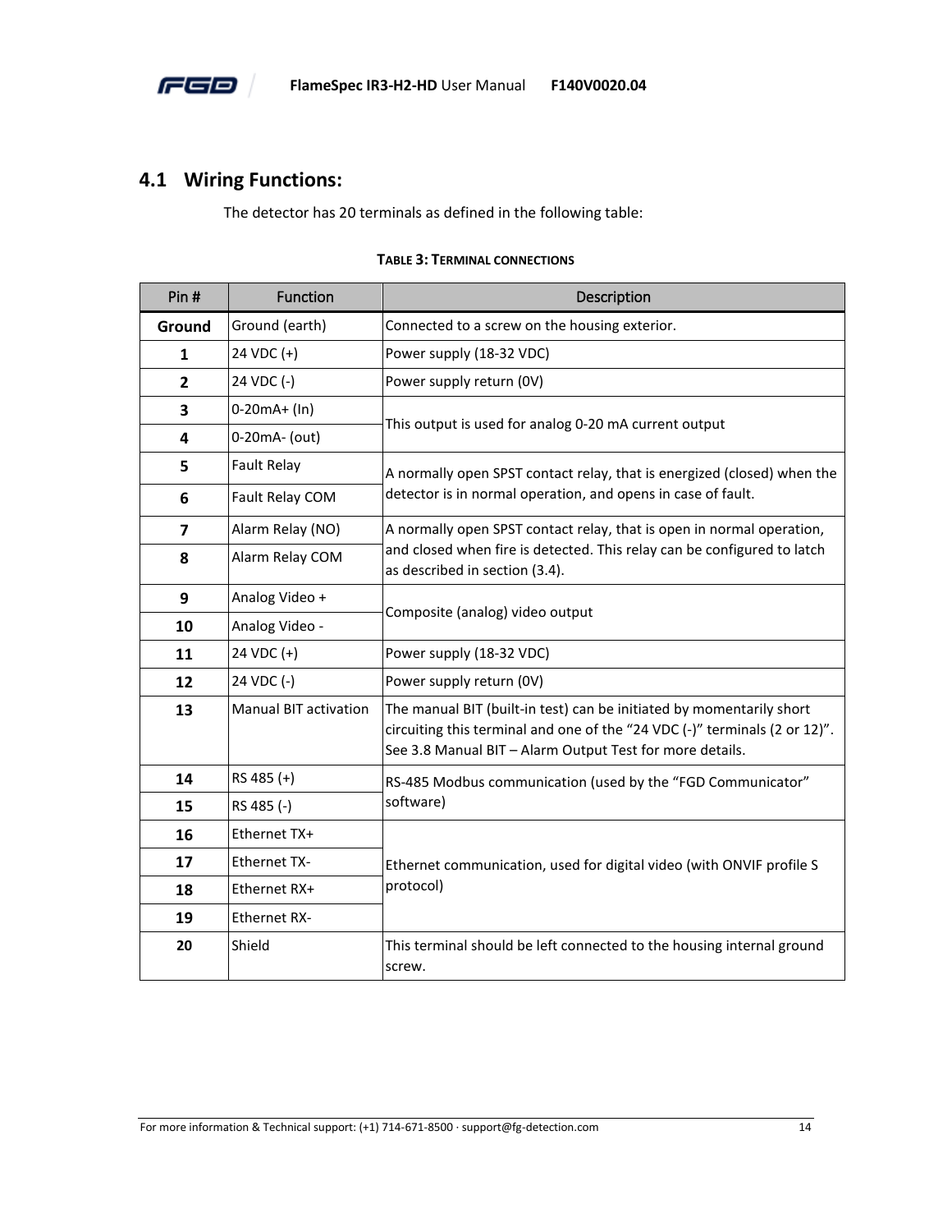## 4.1 Wiring Functions:

The detector has 20 terminals as defined in the following table:

**TABLE 3: TERMINAL CONNECTIONS**

| Pin # | Function | Description |
|---|---|---|
| **Ground** | Ground (earth) | Connected to a screw on the housing exterior. |
| **1** | 24 VDC (+) | Power supply (18-32 VDC) |
| **2** | 24 VDC (-) | Power supply return (0V) |
| **3** | 0-20mA+ (In) | This output is used for analog 0-20 mA current output |
| **4** | 0-20mA- (out) | |
| **5** | Fault Relay | A normally open SPST contact relay, that is energized (closed) when the detector is in normal operation, and opens in case of fault. |
| **6** | Fault Relay COM | |
| **7** | Alarm Relay (NO) | A normally open SPST contact relay, that is open in normal operation, and closed when fire is detected. This relay can be configured to latch as described in section (3.4). |
| **8** | Alarm Relay COM | |
| **9** | Analog Video + | Composite (analog) video output |
| **10** | Analog Video - | |
| **11** | 24 VDC (+) | Power supply (18-32 VDC) |
| **12** | 24 VDC (-) | Power supply return (0V) |
| **13** | Manual BIT activation | The manual BIT (built-in test) can be initiated by momentarily short circuiting this terminal and one of the “24 VDC (-)” terminals (2 or 12)”. See 3.8 Manual BIT – Alarm Output Test for more details. |
| **14** | RS 485 (+) | RS-485 Modbus communication (used by the “FGD Communicator” software) |
| **15** | RS 485 (-) | |
| **16** | Ethernet TX+ | Ethernet communication, used for digital video (with ONVIF profile S protocol) |
| **17** | Ethernet TX- | |
| **18** | Ethernet RX+ | |
| **19** | Ethernet RX- | |
| **20** | Shield | This terminal should be left connected to the housing internal ground screw. |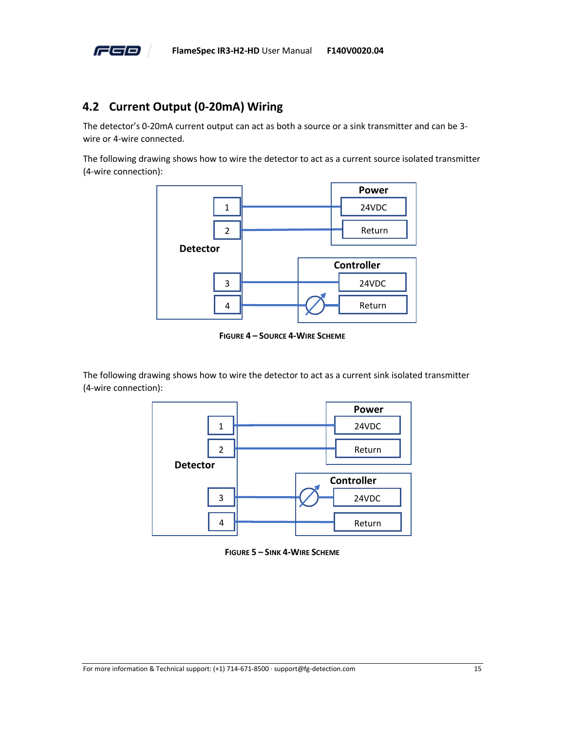## 4.2 Current Output (0-20mA) Wiring

The detector's 0-20mA current output can act as both a source or a sink transmitter and can be 3-wire or 4-wire connected.

The following drawing shows how to wire the detector to act as a current source isolated transmitter (4-wire connection):

Figure 4 – Source 4-Wire Scheme

The following drawing shows how to wire the detector to act as a current sink isolated transmitter (4-wire connection):

Figure 5 – Sink 4-Wire Scheme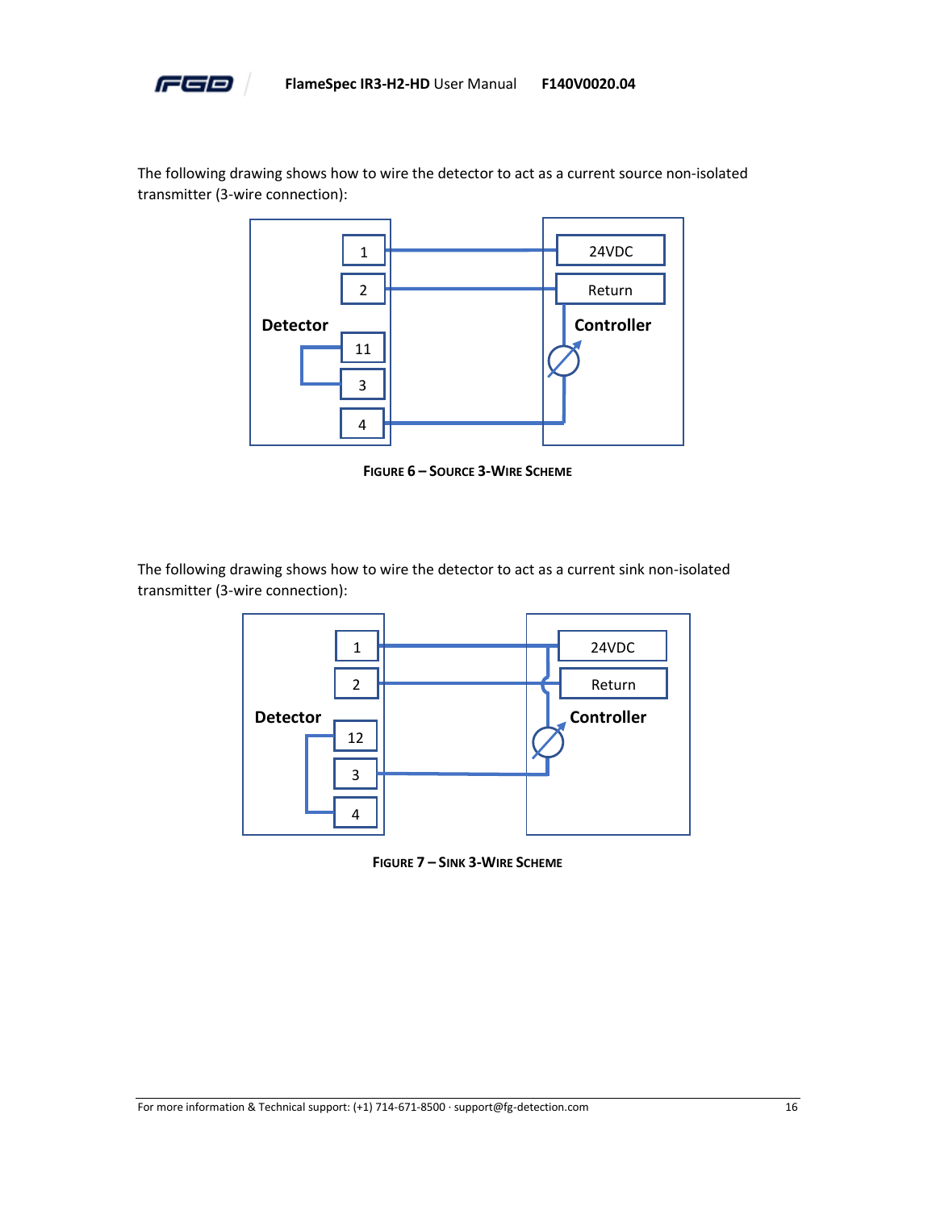The following drawing shows how to wire the detector to act as a current source non-isolated transmitter (3-wire connection):

FIGURE 6 – SOURCE 3-WIRE SCHEME

The following drawing shows how to wire the detector to act as a current sink non-isolated transmitter (3-wire connection):

FIGURE 7 – SINK 3-WIRE SCHEME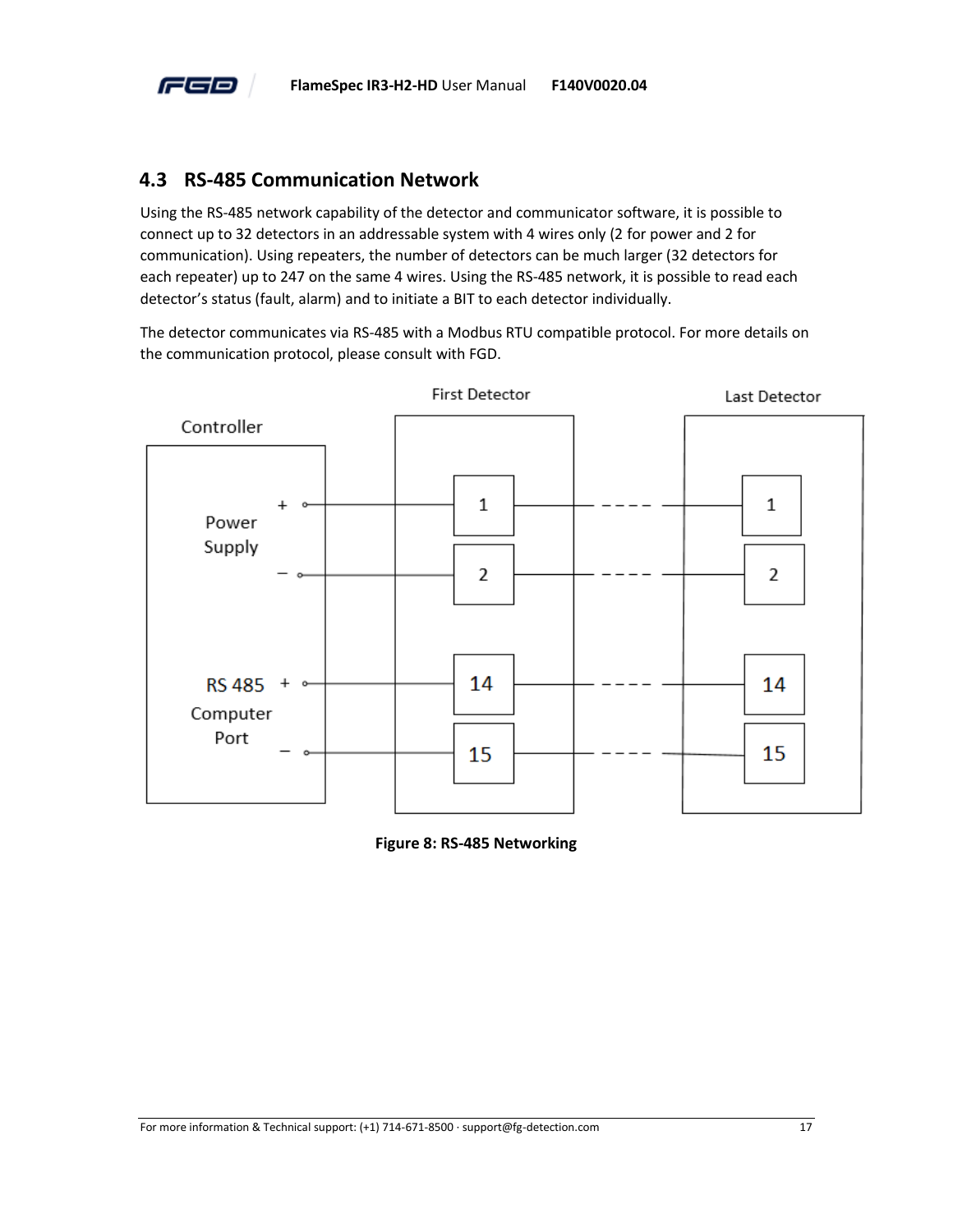## 4.3 RS-485 Communication Network

Using the RS-485 network capability of the detector and communicator software, it is possible to connect up to 32 detectors in an addressable system with 4 wires only (2 for power and 2 for communication). Using repeaters, the number of detectors can be much larger (32 detectors for each repeater) up to 247 on the same 4 wires. Using the RS-485 network, it is possible to read each detector's status (fault, alarm) and to initiate a BIT to each detector individually.

The detector communicates via RS-485 with a Modbus RTU compatible protocol. For more details on the communication protocol, please consult with FGD.

**Figure 8: RS-485 Networking**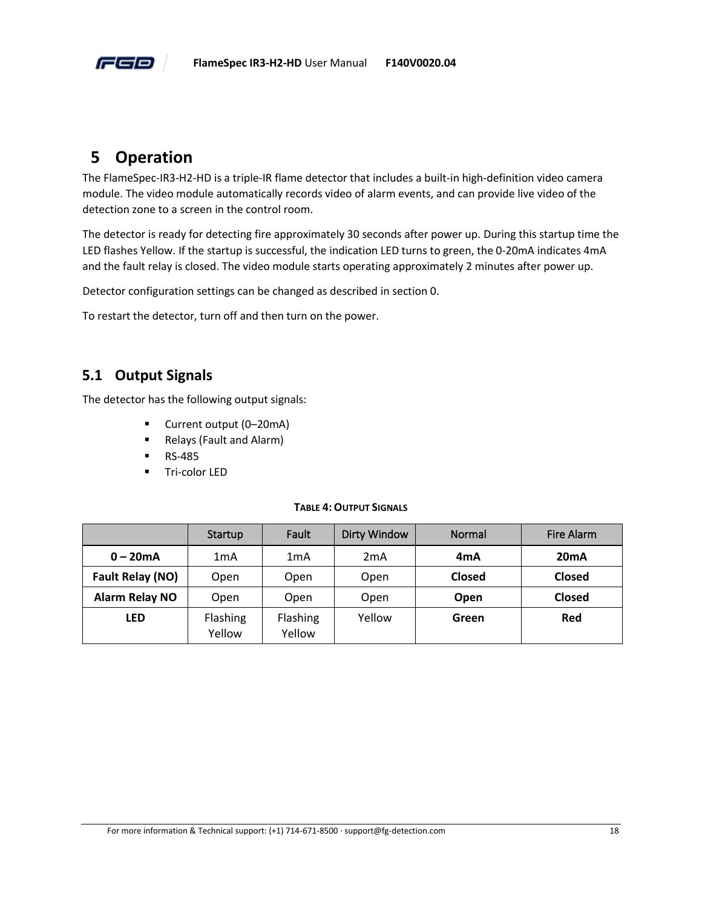# 5 Operation

The FlameSpec-IR3-H2-HD is a triple-IR flame detector that includes a built-in high-definition video camera module. The video module automatically records video of alarm events, and can provide live video of the detection zone to a screen in the control room.

The detector is ready for detecting fire approximately 30 seconds after power up. During this startup time the LED flashes Yellow. If the startup is successful, the indication LED turns to green, the 0-20mA indicates 4mA and the fault relay is closed. The video module starts operating approximately 2 minutes after power up.

Detector configuration settings can be changed as described in section 0.

To restart the detector, turn off and then turn on the power.

## 5.1 Output Signals

The detector has the following output signals:

- Current output (0–20mA)
- Relays (Fault and Alarm)
- RS-485
- Tri-color LED

**TABLE 4: OUTPUT SIGNALS**

| | Startup | Fault | Dirty Window | Normal | Fire Alarm |
|---|---|---|---|---|---|
| **0 – 20mA** | 1mA | 1mA | 2mA | **4mA** | **20mA** |
| **Fault Relay (NO)** | Open | Open | Open | **Closed** | **Closed** |
| **Alarm Relay NO** | Open | Open | Open | **Open** | **Closed** |
| **LED** | Flashing Yellow | Flashing Yellow | Yellow | **Green** | **Red** |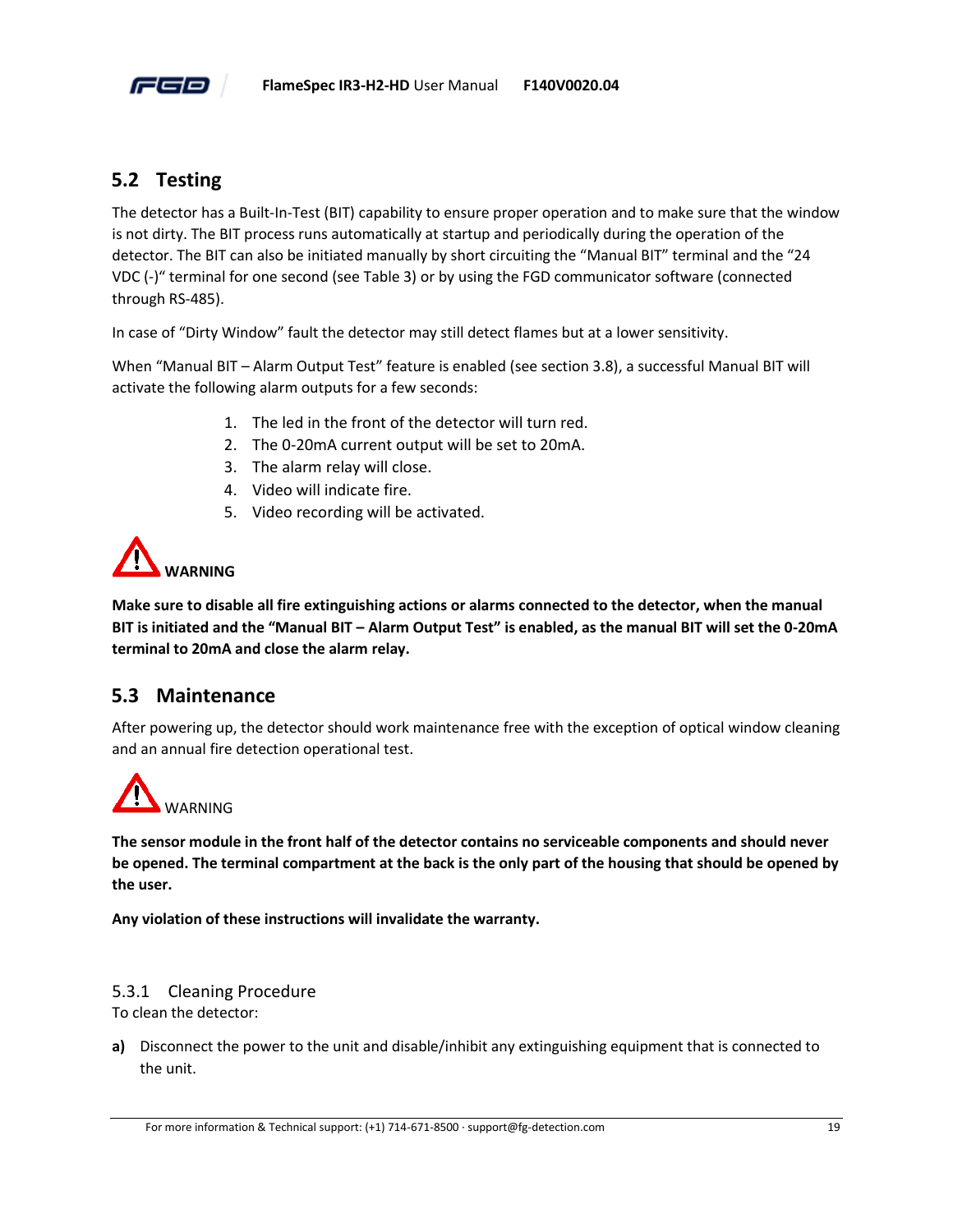## 5.2 Testing

The detector has a Built-In-Test (BIT) capability to ensure proper operation and to make sure that the window is not dirty. The BIT process runs automatically at startup and periodically during the operation of the detector. The BIT can also be initiated manually by short circuiting the “Manual BIT” terminal and the “24 VDC (-)“ terminal for one second (see Table 3) or by using the FGD communicator software (connected through RS-485).

In case of “Dirty Window” fault the detector may still detect flames but at a lower sensitivity.

When “Manual BIT – Alarm Output Test” feature is enabled (see section 3.8), a successful Manual BIT will activate the following alarm outputs for a few seconds:

1. The led in the front of the detector will turn red.
2. The 0-20mA current output will be set to 20mA.
3. The alarm relay will close.
4. Video will indicate fire.
5. Video recording will be activated.

**WARNING**

**Make sure to disable all fire extinguishing actions or alarms connected to the detector, when the manual BIT is initiated and the “Manual BIT – Alarm Output Test” is enabled, as the manual BIT will set the 0-20mA terminal to 20mA and close the alarm relay.**

## 5.3 Maintenance

After powering up, the detector should work maintenance free with the exception of optical window cleaning and an annual fire detection operational test.

WARNING

**The sensor module in the front half of the detector contains no serviceable components and should never be opened. The terminal compartment at the back is the only part of the housing that should be opened by the user.**

**Any violation of these instructions will invalidate the warranty.**

### 5.3.1 Cleaning Procedure

To clean the detector:

**a)** Disconnect the power to the unit and disable/inhibit any extinguishing equipment that is connected to the unit.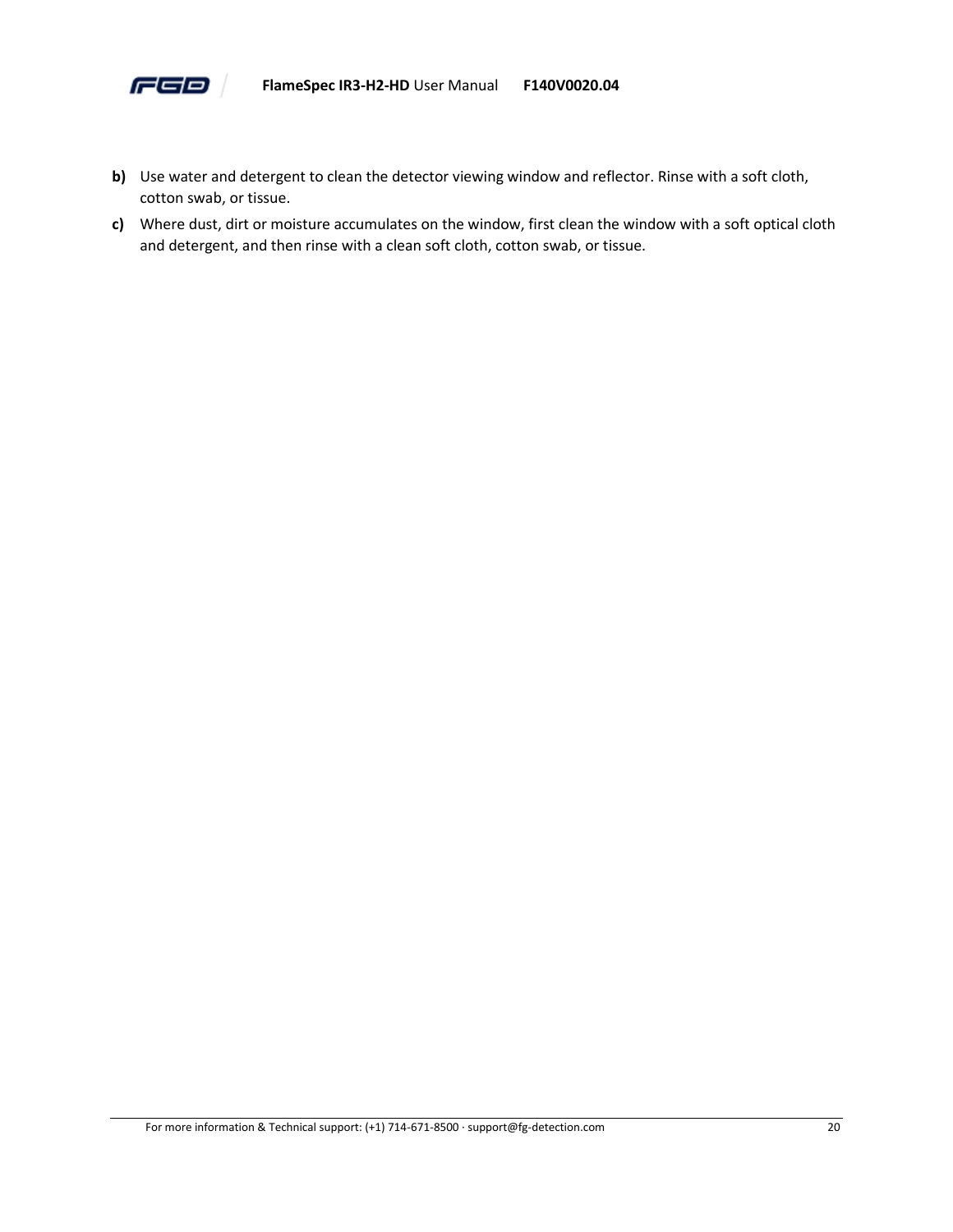**b)** Use water and detergent to clean the detector viewing window and reflector. Rinse with a soft cloth, cotton swab, or tissue.

**c)** Where dust, dirt or moisture accumulates on the window, first clean the window with a soft optical cloth and detergent, and then rinse with a clean soft cloth, cotton swab, or tissue.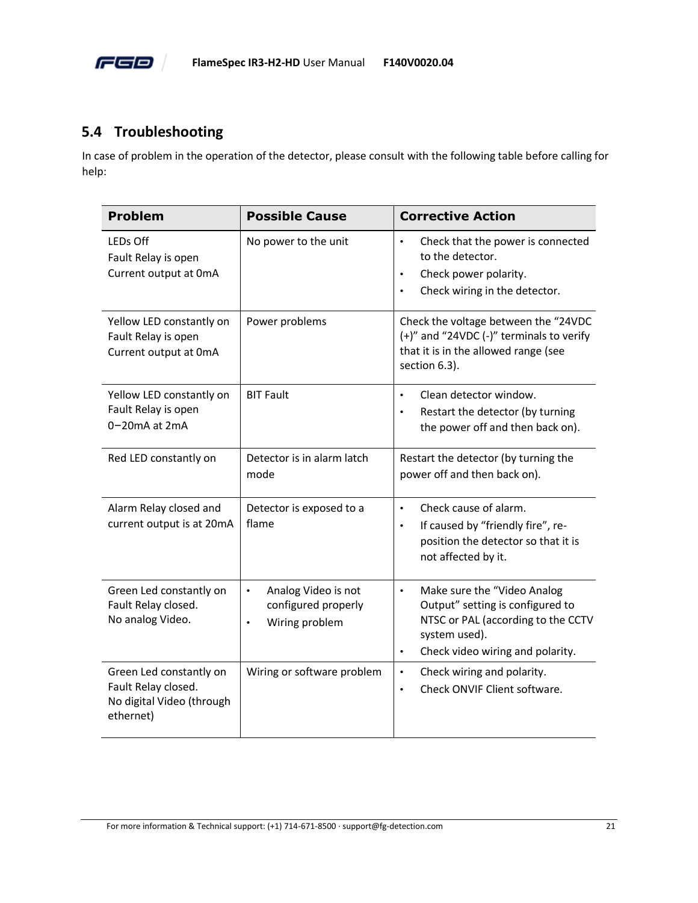## 5.4 Troubleshooting

In case of problem in the operation of the detector, please consult with the following table before calling for help:

| Problem | Possible Cause | Corrective Action |
|---|---|---|
| LEDs Off<br>Fault Relay is open<br>Current output at 0mA | No power to the unit | • Check that the power is connected to the detector.<br>• Check power polarity.<br>• Check wiring in the detector. |
| Yellow LED constantly on<br>Fault Relay is open<br>Current output at 0mA | Power problems | Check the voltage between the “24VDC (+)” and “24VDC (-)” terminals to verify that it is in the allowed range (see section 6.3). |
| Yellow LED constantly on<br>Fault Relay is open<br>0−20mA at 2mA | BIT Fault | • Clean detector window.<br>• Restart the detector (by turning the power off and then back on). |
| Red LED constantly on | Detector is in alarm latch mode | Restart the detector (by turning the power off and then back on). |
| Alarm Relay closed and current output is at 20mA | Detector is exposed to a flame | • Check cause of alarm.<br>• If caused by “friendly fire”, re-position the detector so that it is not affected by it. |
| Green Led constantly on<br>Fault Relay closed.<br>No analog Video. | • Analog Video is not configured properly<br>• Wiring problem | • Make sure the “Video Analog Output” setting is configured to NTSC or PAL (according to the CCTV system used).<br>• Check video wiring and polarity. |
| Green Led constantly on<br>Fault Relay closed.<br>No digital Video (through ethernet) | Wiring or software problem | • Check wiring and polarity.<br>• Check ONVIF Client software. |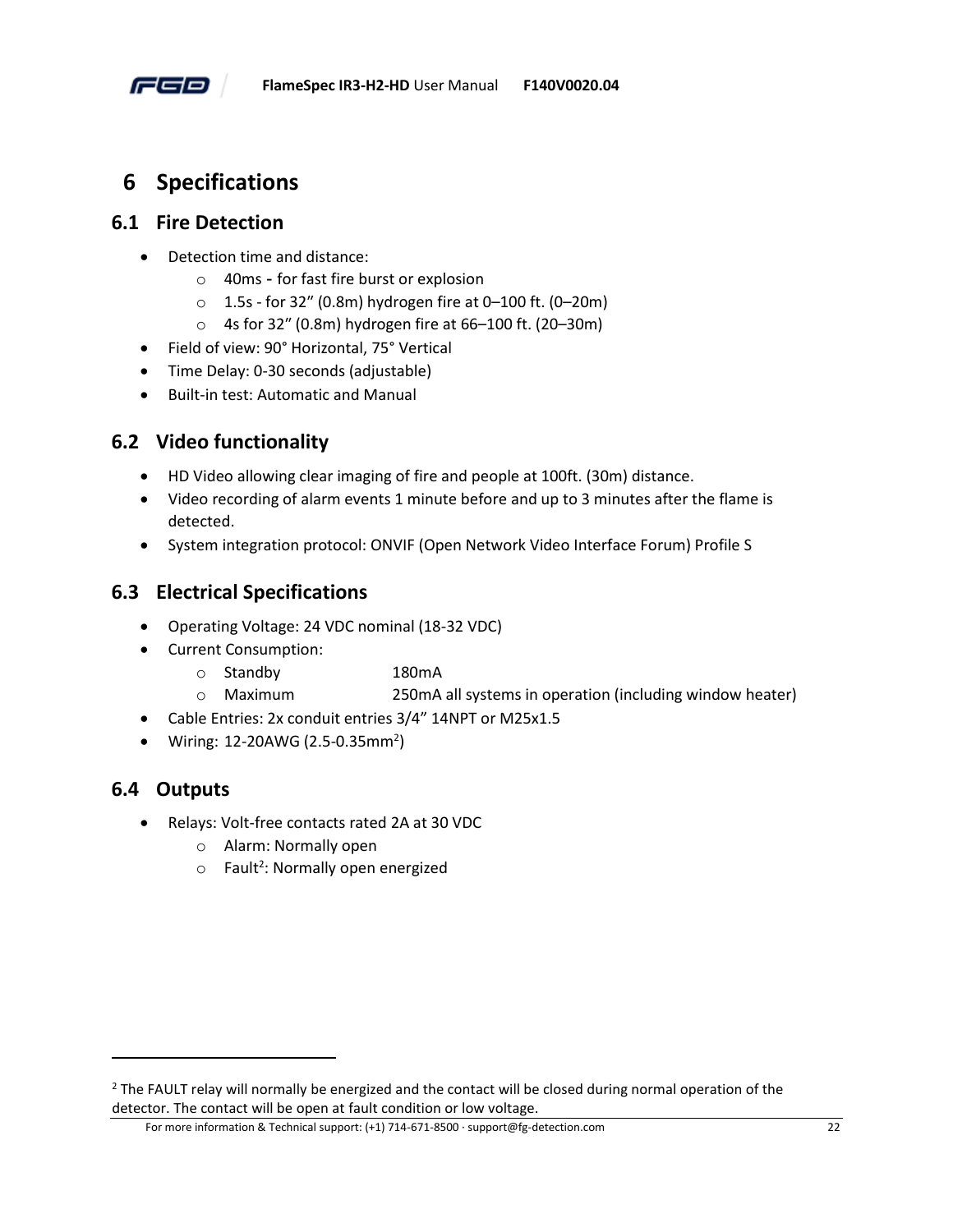# 6 Specifications

## 6.1 Fire Detection

- Detection time and distance:
  - 40ms - for fast fire burst or explosion
  - 1.5s - for 32” (0.8m) hydrogen fire at 0–100 ft. (0–20m)
  - 4s for 32” (0.8m) hydrogen fire at 66–100 ft. (20–30m)
- Field of view: 90° Horizontal, 75° Vertical
- Time Delay: 0-30 seconds (adjustable)
- Built-in test: Automatic and Manual

## 6.2 Video functionality

- HD Video allowing clear imaging of fire and people at 100ft. (30m) distance.
- Video recording of alarm events 1 minute before and up to 3 minutes after the flame is detected.
- System integration protocol: ONVIF (Open Network Video Interface Forum) Profile S

## 6.3 Electrical Specifications

- Operating Voltage: 24 VDC nominal (18-32 VDC)
- Current Consumption:
  - Standby 180mA
  - Maximum 250mA all systems in operation (including window heater)
- Cable Entries: 2x conduit entries 3/4” 14NPT or M25x1.5
- Wiring: 12-20AWG (2.5-0.35mm²)

## 6.4 Outputs

- Relays: Volt-free contacts rated 2A at 30 VDC
  - Alarm: Normally open
  - Fault[2]: Normally open energized

[2] The FAULT relay will normally be energized and the contact will be closed during normal operation of the detector. The contact will be open at fault condition or low voltage.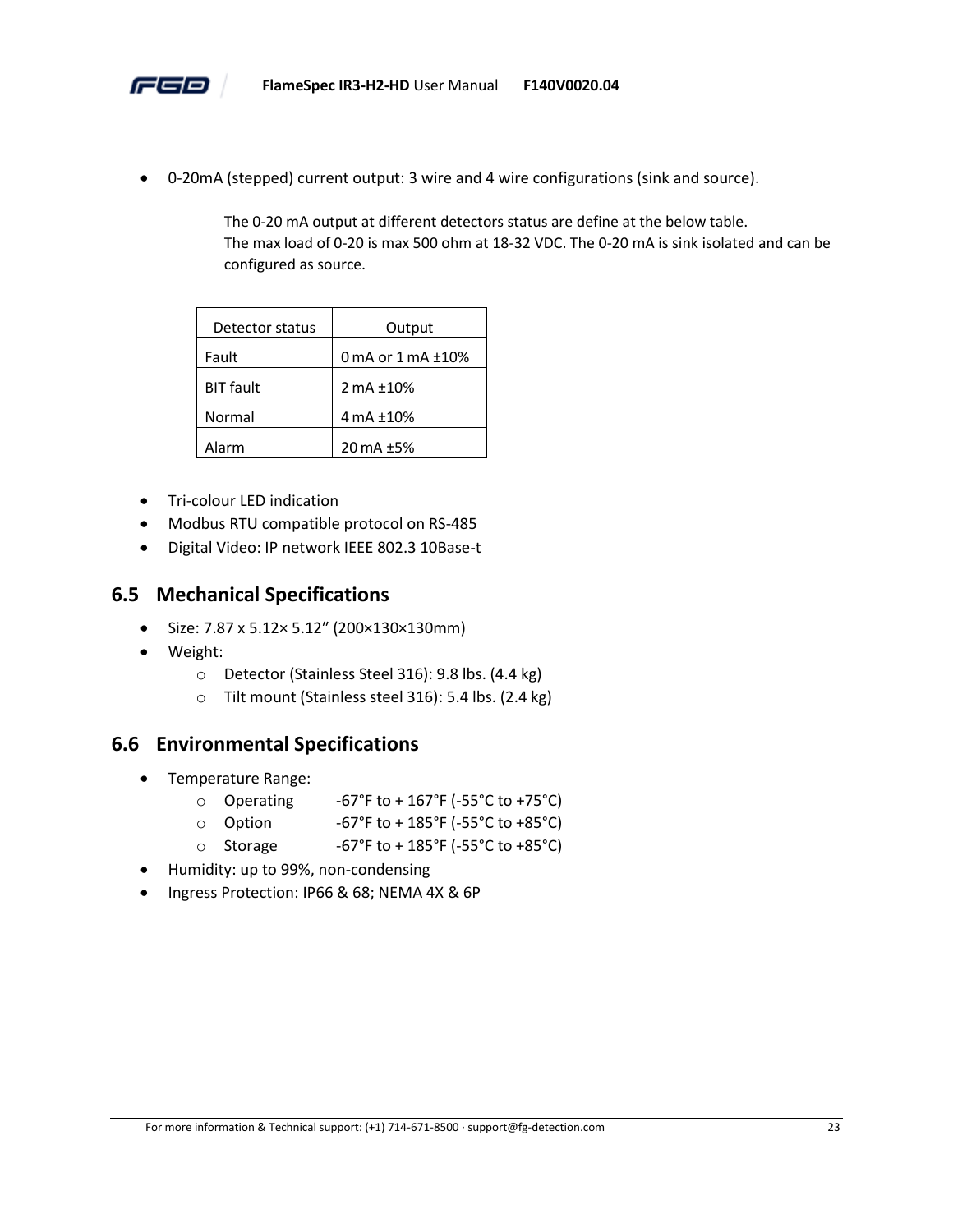- 0-20mA (stepped) current output: 3 wire and 4 wire configurations (sink and source).

  The 0-20 mA output at different detectors status are define at the below table.
  The max load of 0-20 is max 500 ohm at 18-32 VDC. The 0-20 mA is sink isolated and can be configured as source.

| Detector status | Output |
|---|---|
| Fault | 0 mA or 1 mA ±10% |
| BIT fault | 2 mA ±10% |
| Normal | 4 mA ±10% |
| Alarm | 20 mA ±5% |

- Tri-colour LED indication
- Modbus RTU compatible protocol on RS-485
- Digital Video: IP network IEEE 802.3 10Base-t

## 6.5 Mechanical Specifications

- Size: 7.87 x 5.12× 5.12” (200×130×130mm)
- Weight:
  - Detector (Stainless Steel 316): 9.8 lbs. (4.4 kg)
  - Tilt mount (Stainless steel 316): 5.4 lbs. (2.4 kg)

## 6.6 Environmental Specifications

- Temperature Range:
  - Operating -67°F to + 167°F (-55°C to +75°C)
  - Option -67°F to + 185°F (-55°C to +85°C)
  - Storage -67°F to + 185°F (-55°C to +85°C)
- Humidity: up to 99%, non-condensing
- Ingress Protection: IP66 & 68; NEMA 4X & 6P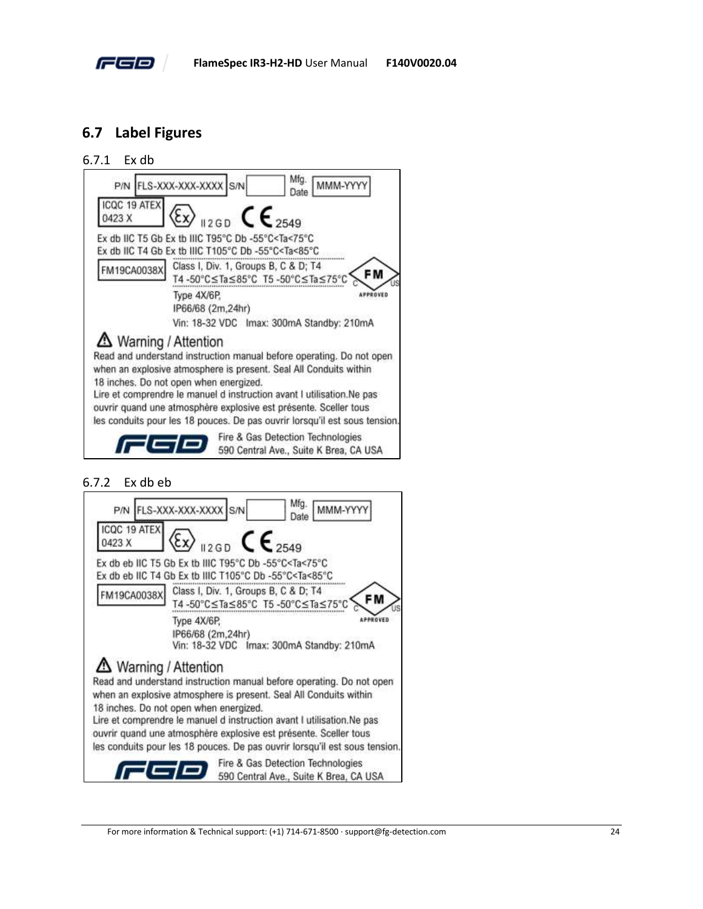## 6.7 Label Figures

### 6.7.1 Ex db

P/N FLS-XXX-XXX-XXXX S/N Mfg. Date MMM-YYYY

ICQC 19 ATEX 0423 X

II 2 G D CE 2549

Ex db IIC T5 Gb Ex tb IIIC T95°C Db -55°C<Ta<75°C
Ex db IIC T4 Gb Ex tb IIIC T105°C Db -55°C<Ta<85°C

FM19CA0038X

Class I, Div. 1, Groups B, C & D; T4
T4 -50°C≤Ta≤85°C T5 -50°C≤Ta≤75°C

FM APPROVED

Type 4X/6P,
IP66/68 (2m,24hr)
Vin: 18-32 VDC Imax: 300mA Standby: 210mA

⚠ Warning / Attention

Read and understand instruction manual before operating. Do not open when an explosive atmosphere is present. Seal All Conduits within 18 inches. Do not open when energized.
Lire et comprendre le manuel d instruction avant l utilisation.Ne pas ouvrir quand une atmosphère explosive est présente. Sceller tous les conduits pour les 18 pouces. De pas ouvrir lorsqu'il est sous tension.

FGD Fire & Gas Detection Technologies
590 Central Ave., Suite K Brea, CA USA

### 6.7.2 Ex db eb

P/N FLS-XXX-XXX-XXXX S/N Mfg. Date MMM-YYYY

ICQC 19 ATEX 0423 X

II 2 G D CE 2549

Ex db eb IIC T5 Gb Ex tb IIIC T95°C Db -55°C<Ta<75°C
Ex db eb IIC T4 Gb Ex tb IIIC T105°C Db -55°C<Ta<85°C

FM19CA0038X

Class I, Div. 1, Groups B, C & D; T4
T4 -50°C≤Ta≤85°C T5 -50°C≤Ta≤75°C

FM APPROVED

Type 4X/6P,
IP66/68 (2m,24hr)
Vin: 18-32 VDC Imax: 300mA Standby: 210mA

⚠ Warning / Attention

Read and understand instruction manual before operating. Do not open when an explosive atmosphere is present. Seal All Conduits within 18 inches. Do not open when energized.
Lire et comprendre le manuel d instruction avant l utilisation.Ne pas ouvrir quand une atmosphère explosive est présente. Sceller tous les conduits pour les 18 pouces. De pas ouvrir lorsqu'il est sous tension.

FGD Fire & Gas Detection Technologies
590 Central Ave., Suite K Brea, CA USA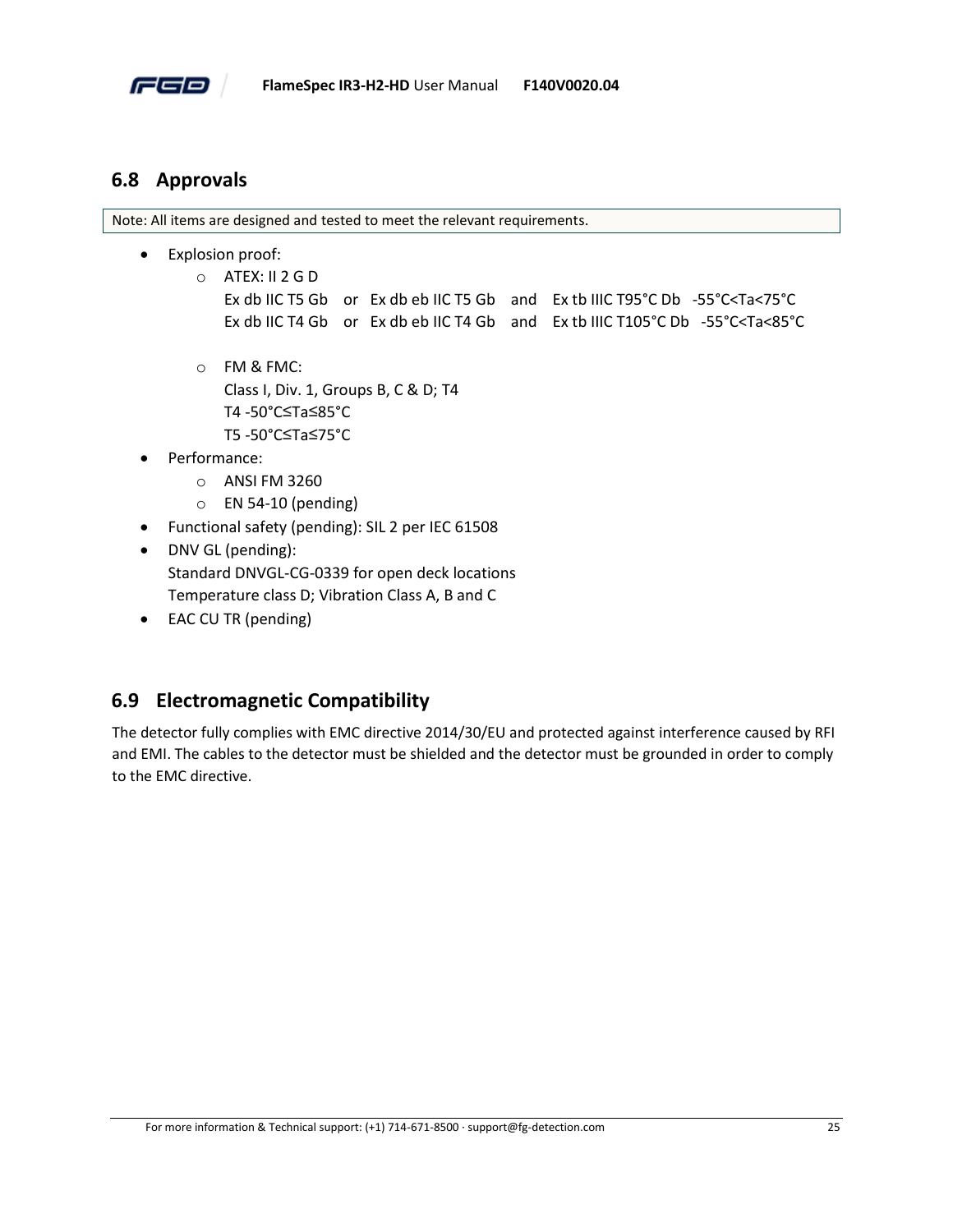## 6.8 Approvals

Note: All items are designed and tested to meet the relevant requirements.

- Explosion proof:
  - ATEX: II 2 G D
    Ex db IIC T5 Gb or Ex db eb IIC T5 Gb and Ex tb IIIC T95°C Db -55°C<Ta<75°C
    Ex db IIC T4 Gb or Ex db eb IIC T4 Gb and Ex tb IIIC T105°C Db -55°C<Ta<85°C

  - FM & FMC:
    Class I, Div. 1, Groups B, C & D; T4
    T4 -50°C≤Ta≤85°C
    T5 -50°C≤Ta≤75°C
- Performance:
  - ANSI FM 3260
  - EN 54-10 (pending)
- Functional safety (pending): SIL 2 per IEC 61508
- DNV GL (pending):
  Standard DNVGL-CG-0339 for open deck locations
  Temperature class D; Vibration Class A, B and C
- EAC CU TR (pending)

## 6.9 Electromagnetic Compatibility

The detector fully complies with EMC directive 2014/30/EU and protected against interference caused by RFI and EMI. The cables to the detector must be shielded and the detector must be grounded in order to comply to the EMC directive.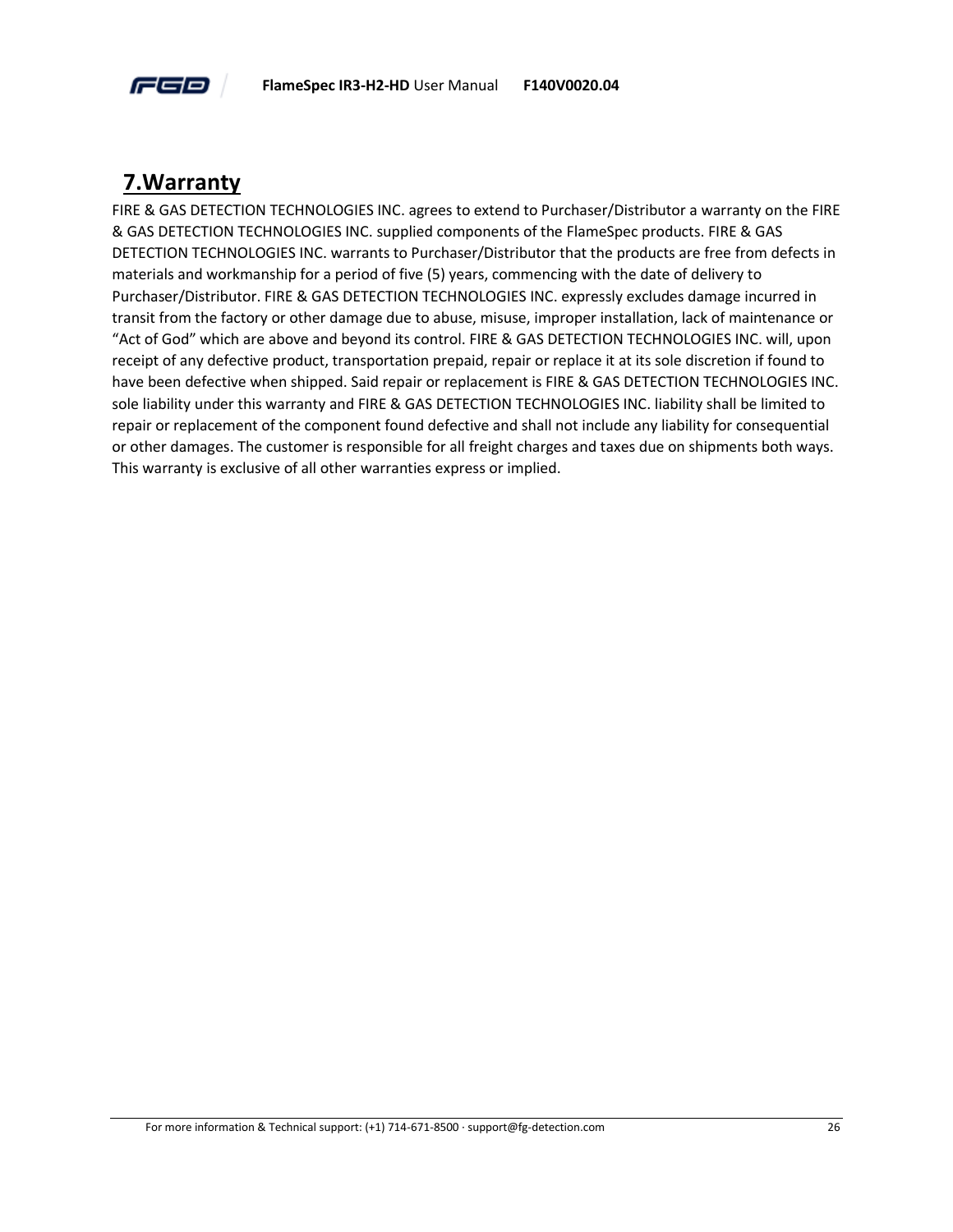## 7.Warranty

FIRE & GAS DETECTION TECHNOLOGIES INC. agrees to extend to Purchaser/Distributor a warranty on the FIRE & GAS DETECTION TECHNOLOGIES INC. supplied components of the FlameSpec products. FIRE & GAS DETECTION TECHNOLOGIES INC. warrants to Purchaser/Distributor that the products are free from defects in materials and workmanship for a period of five (5) years, commencing with the date of delivery to Purchaser/Distributor. FIRE & GAS DETECTION TECHNOLOGIES INC. expressly excludes damage incurred in transit from the factory or other damage due to abuse, misuse, improper installation, lack of maintenance or "Act of God" which are above and beyond its control. FIRE & GAS DETECTION TECHNOLOGIES INC. will, upon receipt of any defective product, transportation prepaid, repair or replace it at its sole discretion if found to have been defective when shipped. Said repair or replacement is FIRE & GAS DETECTION TECHNOLOGIES INC. sole liability under this warranty and FIRE & GAS DETECTION TECHNOLOGIES INC. liability shall be limited to repair or replacement of the component found defective and shall not include any liability for consequential or other damages. The customer is responsible for all freight charges and taxes due on shipments both ways. This warranty is exclusive of all other warranties express or implied.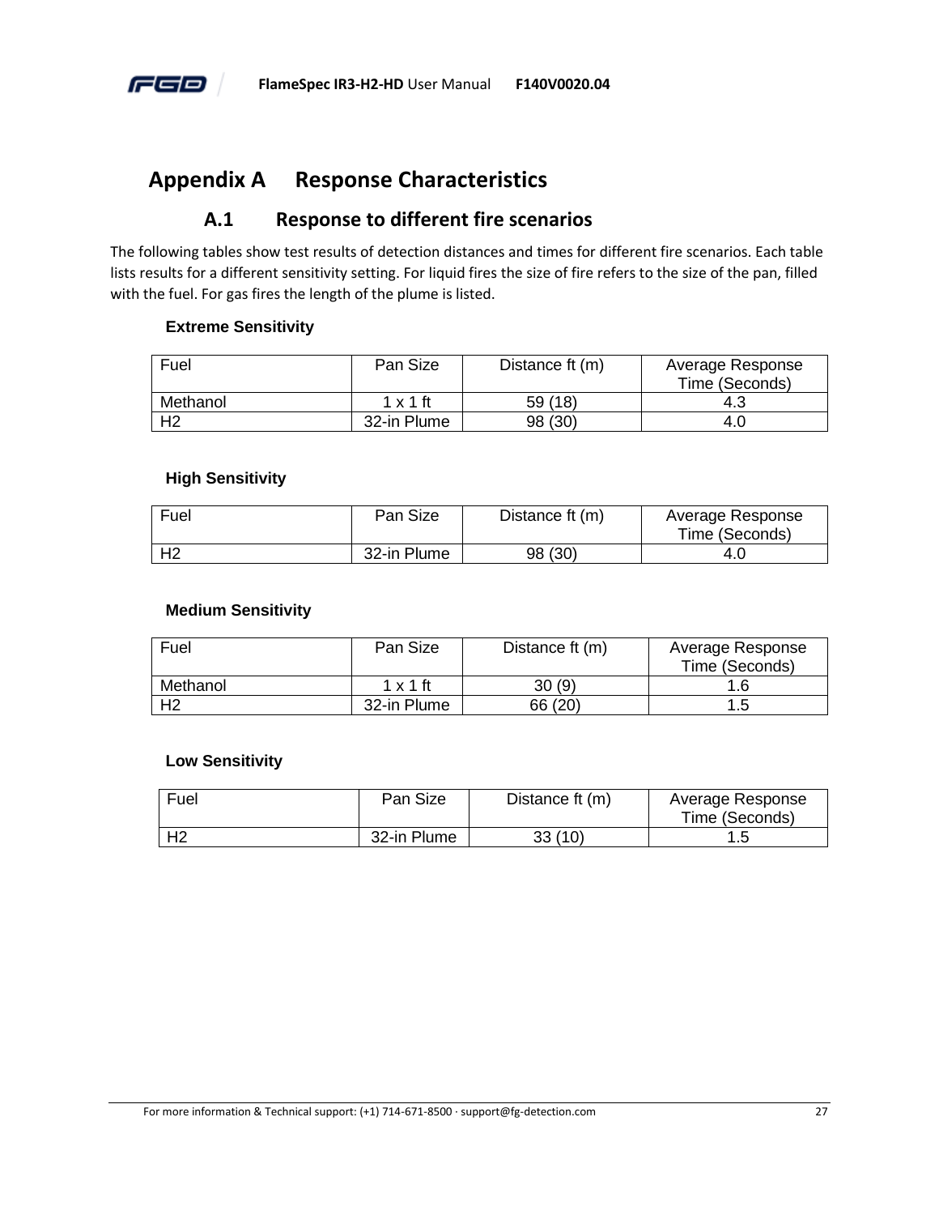# Appendix A Response Characteristics

## A.1 Response to different fire scenarios

The following tables show test results of detection distances and times for different fire scenarios. Each table lists results for a different sensitivity setting. For liquid fires the size of fire refers to the size of the pan, filled with the fuel. For gas fires the length of the plume is listed.

**Extreme Sensitivity**

| Fuel | Pan Size | Distance ft (m) | Average Response Time (Seconds) |
|---|---|---|---|
| Methanol | 1 x 1 ft | 59 (18) | 4.3 |
| H2 | 32-in Plume | 98 (30) | 4.0 |

**High Sensitivity**

| Fuel | Pan Size | Distance ft (m) | Average Response Time (Seconds) |
|---|---|---|---|
| H2 | 32-in Plume | 98 (30) | 4.0 |

**Medium Sensitivity**

| Fuel | Pan Size | Distance ft (m) | Average Response Time (Seconds) |
|---|---|---|---|
| Methanol | 1 x 1 ft | 30 (9) | 1.6 |
| H2 | 32-in Plume | 66 (20) | 1.5 |

**Low Sensitivity**

| Fuel | Pan Size | Distance ft (m) | Average Response Time (Seconds) |
|---|---|---|---|
| H2 | 32-in Plume | 33 (10) | 1.5 |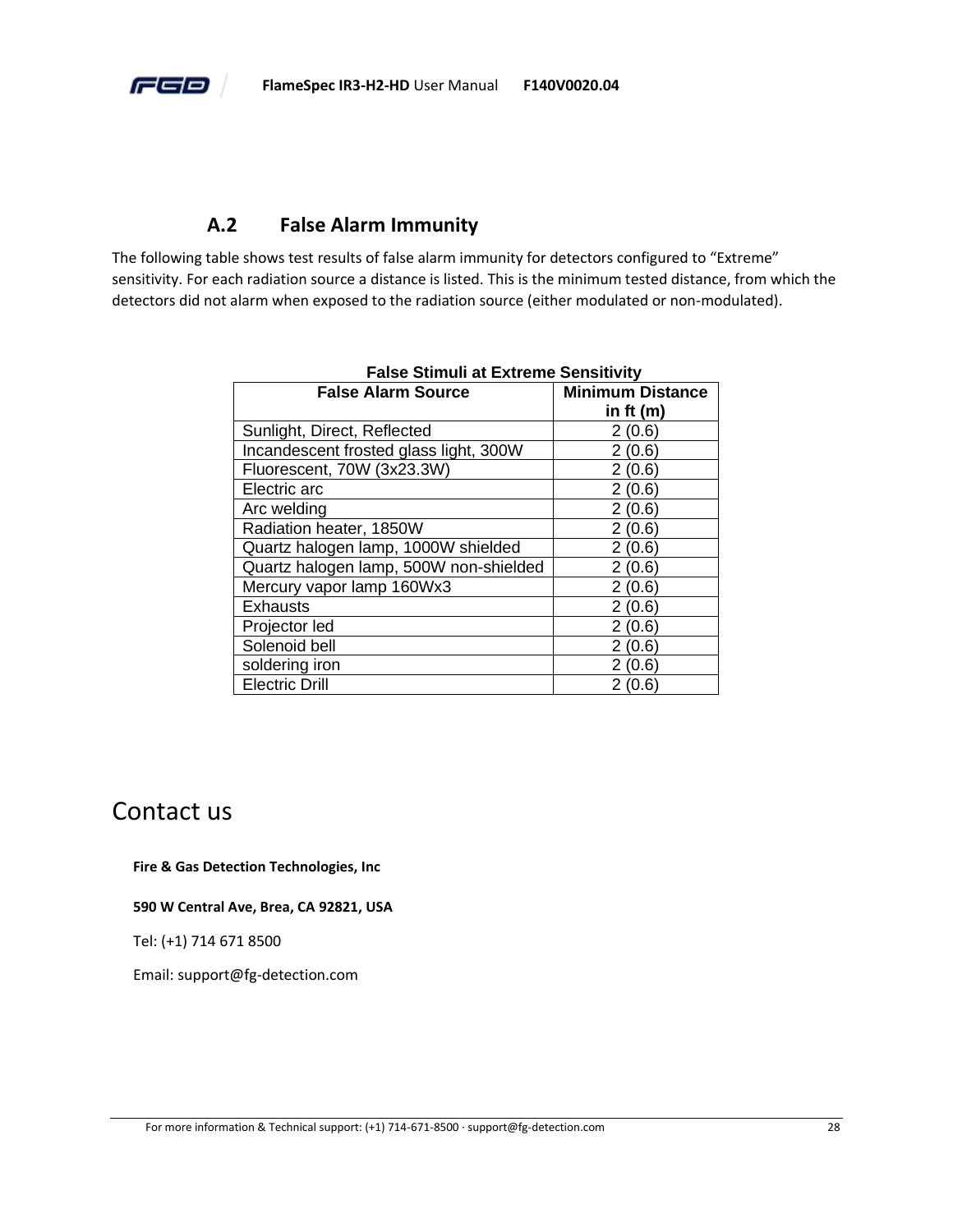## A.2 False Alarm Immunity

The following table shows test results of false alarm immunity for detectors configured to "Extreme" sensitivity. For each radiation source a distance is listed. This is the minimum tested distance, from which the detectors did not alarm when exposed to the radiation source (either modulated or non-modulated).

**False Stimuli at Extreme Sensitivity**

| False Alarm Source | Minimum Distance in ft (m) |
|---|---|
| Sunlight, Direct, Reflected | 2 (0.6) |
| Incandescent frosted glass light, 300W | 2 (0.6) |
| Fluorescent, 70W (3x23.3W) | 2 (0.6) |
| Electric arc | 2 (0.6) |
| Arc welding | 2 (0.6) |
| Radiation heater, 1850W | 2 (0.6) |
| Quartz halogen lamp, 1000W shielded | 2 (0.6) |
| Quartz halogen lamp, 500W non-shielded | 2 (0.6) |
| Mercury vapor lamp 160Wx3 | 2 (0.6) |
| Exhausts | 2 (0.6) |
| Projector led | 2 (0.6) |
| Solenoid bell | 2 (0.6) |
| soldering iron | 2 (0.6) |
| Electric Drill | 2 (0.6) |

# Contact us

**Fire & Gas Detection Technologies, Inc**

**590 W Central Ave, Brea, CA 92821, USA**

Tel: (+1) 714 671 8500

Email: support@fg-detection.com